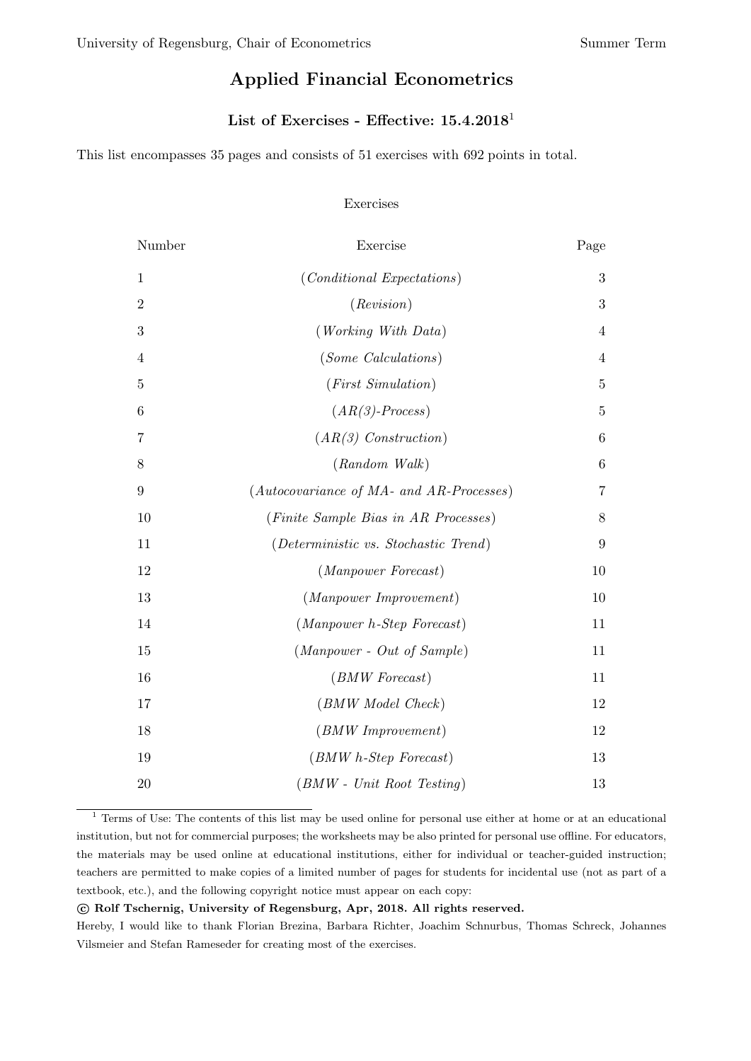University of Regensburg, Chair of Econometrics — Summer Term

# Applied Financial Econometrics

## List of Exercises - Effective: 15.4.2018[1]

This list encompasses 35 pages and consists of 51 exercises with 692 points in total.

### Exercises

| Number | Exercise | Page |
|---|---|---|
| 1 | (*Conditional Expectations*) | 3 |
| 2 | (*Revision*) | 3 |
| 3 | (*Working With Data*) | 4 |
| 4 | (*Some Calculations*) | 4 |
| 5 | (*First Simulation*) | 5 |
| 6 | (*AR(3)-Process*) | 5 |
| 7 | (*AR(3) Construction*) | 6 |
| 8 | (*Random Walk*) | 6 |
| 9 | (*Autocovariance of MA- and AR-Processes*) | 7 |
| 10 | (*Finite Sample Bias in AR Processes*) | 8 |
| 11 | (*Deterministic vs. Stochastic Trend*) | 9 |
| 12 | (*Manpower Forecast*) | 10 |
| 13 | (*Manpower Improvement*) | 10 |
| 14 | (*Manpower h-Step Forecast*) | 11 |
| 15 | (*Manpower - Out of Sample*) | 11 |
| 16 | (*BMW Forecast*) | 11 |
| 17 | (*BMW Model Check*) | 12 |
| 18 | (*BMW Improvement*) | 12 |
| 19 | (*BMW h-Step Forecast*) | 13 |
| 20 | (*BMW - Unit Root Testing*) | 13 |

[1] Terms of Use: The contents of this list may be used online for personal use either at home or at an educational institution, but not for commercial purposes; the worksheets may be also printed for personal use offline. For educators, the materials may be used online at educational institutions, either for individual or teacher-guided instruction; teachers are permitted to make copies of a limited number of pages for students for incidental use (not as part of a textbook, etc.), and the following copyright notice must appear on each copy:

**© Rolf Tschernig, University of Regensburg, Apr, 2018. All rights reserved.**

Hereby, I would like to thank Florian Brezina, Barbara Richter, Joachim Schnurbus, Thomas Schreck, Johannes Vilsmeier and Stefan Rameseder for creating most of the exercises.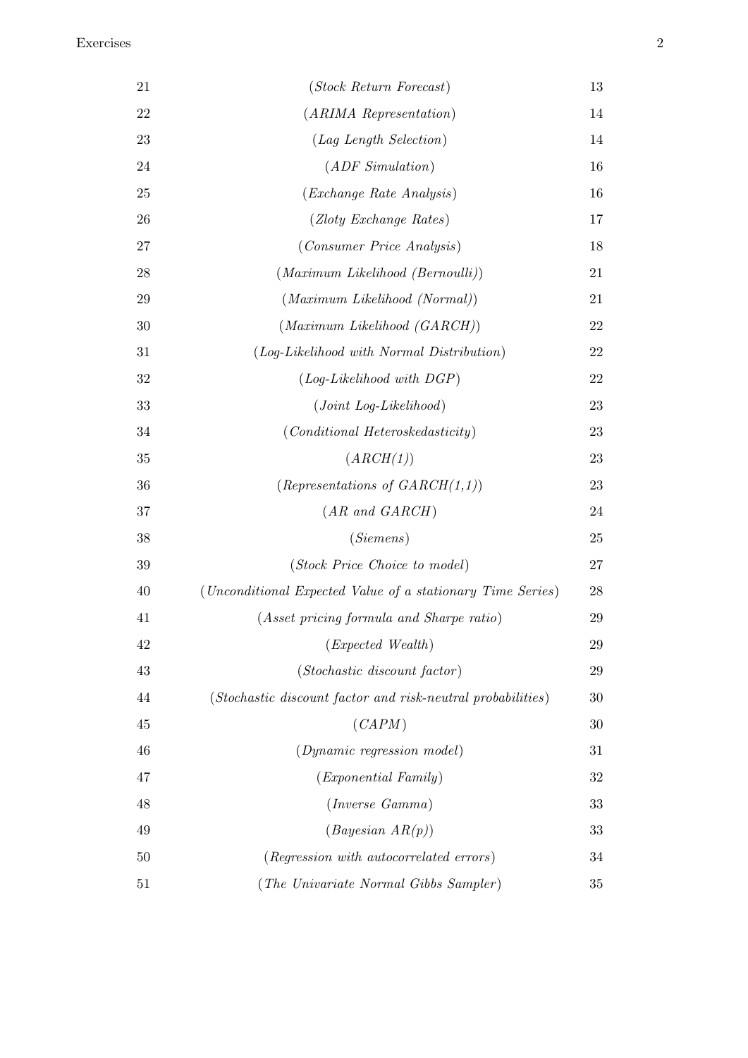| | | |
|---|---|---|
| 21 | (*Stock Return Forecast*) | 13 |
| 22 | (*ARIMA Representation*) | 14 |
| 23 | (*Lag Length Selection*) | 14 |
| 24 | (*ADF Simulation*) | 16 |
| 25 | (*Exchange Rate Analysis*) | 16 |
| 26 | (*Zloty Exchange Rates*) | 17 |
| 27 | (*Consumer Price Analysis*) | 18 |
| 28 | (*Maximum Likelihood (Bernoulli)*) | 21 |
| 29 | (*Maximum Likelihood (Normal)*) | 21 |
| 30 | (*Maximum Likelihood (GARCH)*) | 22 |
| 31 | (*Log-Likelihood with Normal Distribution*) | 22 |
| 32 | (*Log-Likelihood with DGP*) | 22 |
| 33 | (*Joint Log-Likelihood*) | 23 |
| 34 | (*Conditional Heteroskedasticity*) | 23 |
| 35 | (*ARCH(1)*) | 23 |
| 36 | (*Representations of GARCH(1,1)*) | 23 |
| 37 | (*AR and GARCH*) | 24 |
| 38 | (*Siemens*) | 25 |
| 39 | (*Stock Price Choice to model*) | 27 |
| 40 | (*Unconditional Expected Value of a stationary Time Series*) | 28 |
| 41 | (*Asset pricing formula and Sharpe ratio*) | 29 |
| 42 | (*Expected Wealth*) | 29 |
| 43 | (*Stochastic discount factor*) | 29 |
| 44 | (*Stochastic discount factor and risk-neutral probabilities*) | 30 |
| 45 | (*CAPM*) | 30 |
| 46 | (*Dynamic regression model*) | 31 |
| 47 | (*Exponential Family*) | 32 |
| 48 | (*Inverse Gamma*) | 33 |
| 49 | (*Bayesian AR(p)*) | 33 |
| 50 | (*Regression with autocorrelated errors*) | 34 |
| 51 | (*The Univariate Normal Gibbs Sampler*) | 35 |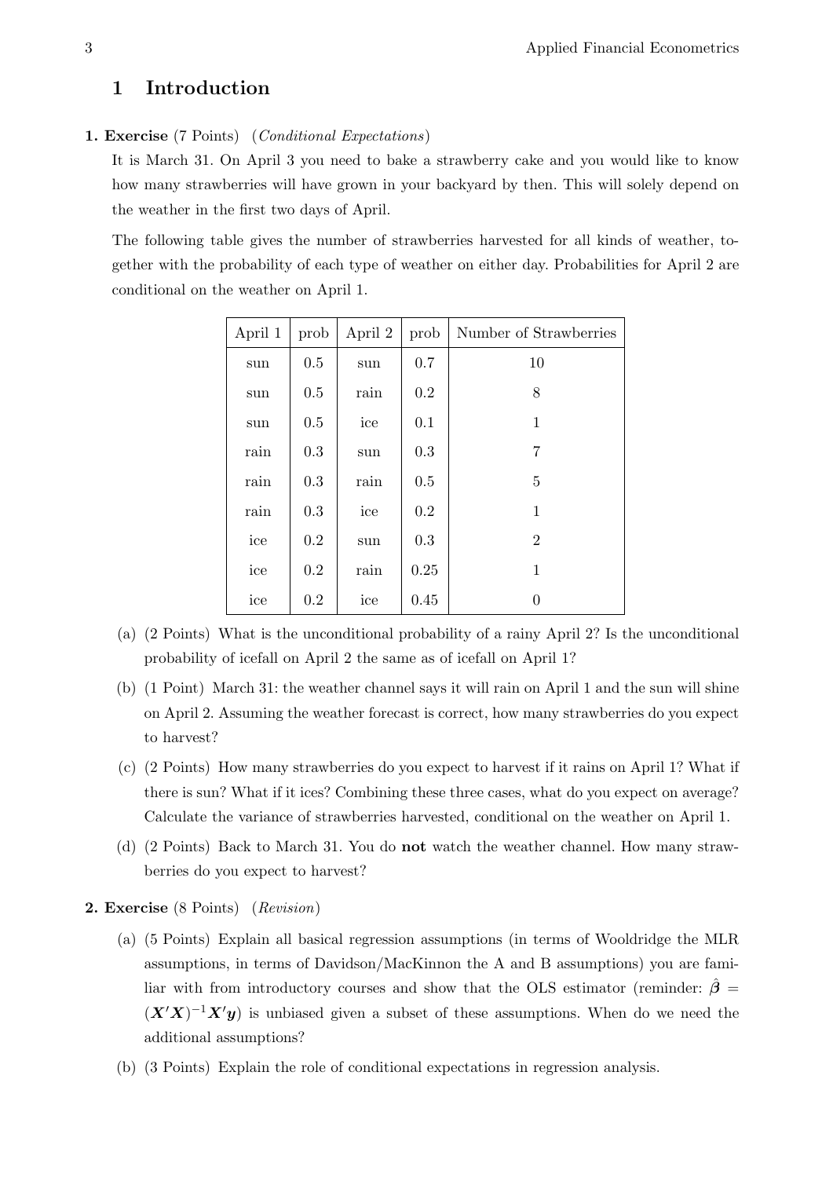# 1 Introduction

**1. Exercise** (7 Points) (*Conditional Expectations*)

It is March 31. On April 3 you need to bake a strawberry cake and you would like to know how many strawberries will have grown in your backyard by then. This will solely depend on the weather in the first two days of April.

The following table gives the number of strawberries harvested for all kinds of weather, together with the probability of each type of weather on either day. Probabilities for April 2 are conditional on the weather on April 1.

| April 1 | prob | April 2 | prob | Number of Strawberries |
|---|---|---|---|---|
| sun | 0.5 | sun | 0.7 | 10 |
| sun | 0.5 | rain | 0.2 | 8 |
| sun | 0.5 | ice | 0.1 | 1 |
| rain | 0.3 | sun | 0.3 | 7 |
| rain | 0.3 | rain | 0.5 | 5 |
| rain | 0.3 | ice | 0.2 | 1 |
| ice | 0.2 | sun | 0.3 | 2 |
| ice | 0.2 | rain | 0.25 | 1 |
| ice | 0.2 | ice | 0.45 | 0 |

(a) (2 Points) What is the unconditional probability of a rainy April 2? Is the unconditional probability of icefall on April 2 the same as of icefall on April 1?

(b) (1 Point) March 31: the weather channel says it will rain on April 1 and the sun will shine on April 2. Assuming the weather forecast is correct, how many strawberries do you expect to harvest?

(c) (2 Points) How many strawberries do you expect to harvest if it rains on April 1? What if there is sun? What if it ices? Combining these three cases, what do you expect on average? Calculate the variance of strawberries harvested, conditional on the weather on April 1.

(d) (2 Points) Back to March 31. You do **not** watch the weather channel. How many strawberries do you expect to harvest?

**2. Exercise** (8 Points) (*Revision*)

(a) (5 Points) Explain all basical regression assumptions (in terms of Wooldridge the MLR assumptions, in terms of Davidson/MacKinnon the A and B assumptions) you are familiar with from introductory courses and show that the OLS estimator (reminder: $\hat{\boldsymbol{\beta}} = (\boldsymbol{X}'\boldsymbol{X})^{-1}\boldsymbol{X}'\boldsymbol{y}$) is unbiased given a subset of these assumptions. When do we need the additional assumptions?

(b) (3 Points) Explain the role of conditional expectations in regression analysis.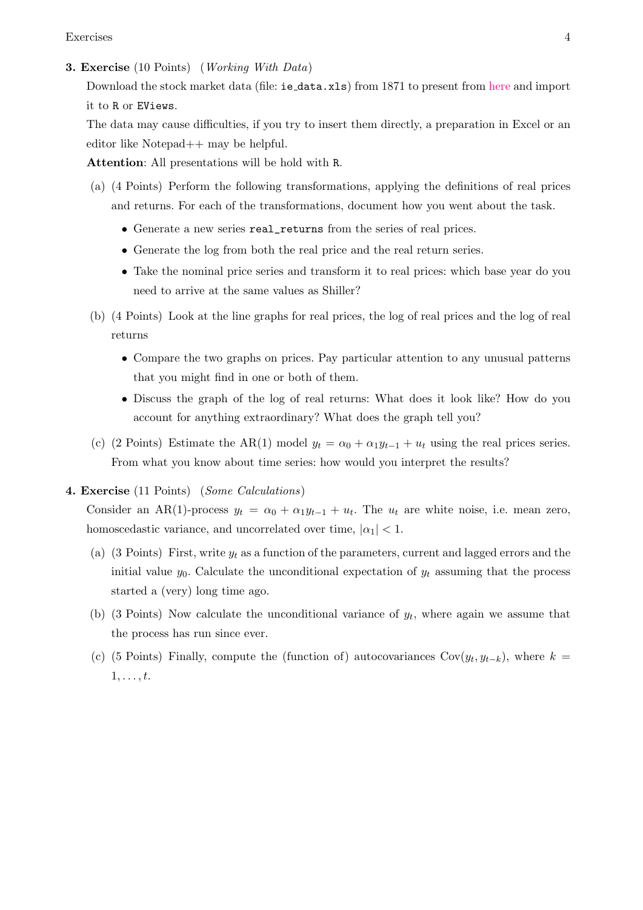**3. Exercise** (10 Points) (*Working With Data*)

Download the stock market data (file: `ie_data.xls`) from 1871 to present from here and import it to `R` or `EViews`.

The data may cause difficulties, if you try to insert them directly, a preparation in Excel or an editor like Notepad++ may be helpful.

**Attention**: All presentations will be hold with `R`.

(a) (4 Points) Perform the following transformations, applying the definitions of real prices and returns. For each of the transformations, document how you went about the task.

- Generate a new series `real_returns` from the series of real prices.
- Generate the log from both the real price and the real return series.
- Take the nominal price series and transform it to real prices: which base year do you need to arrive at the same values as Shiller?

(b) (4 Points) Look at the line graphs for real prices, the log of real prices and the log of real returns

- Compare the two graphs on prices. Pay particular attention to any unusual patterns that you might find in one or both of them.
- Discuss the graph of the log of real returns: What does it look like? How do you account for anything extraordinary? What does the graph tell you?

(c) (2 Points) Estimate the AR(1) model $y_t = \alpha_0 + \alpha_1 y_{t-1} + u_t$ using the real prices series. From what you know about time series: how would you interpret the results?

**4. Exercise** (11 Points) (*Some Calculations*)

Consider an AR(1)-process $y_t = \alpha_0 + \alpha_1 y_{t-1} + u_t$. The $u_t$ are white noise, i.e. mean zero, homoscedastic variance, and uncorrelated over time, $|\alpha_1| < 1$.

(a) (3 Points) First, write $y_t$ as a function of the parameters, current and lagged errors and the initial value $y_0$. Calculate the unconditional expectation of $y_t$ assuming that the process started a (very) long time ago.

(b) (3 Points) Now calculate the unconditional variance of $y_t$, where again we assume that the process has run since ever.

(c) (5 Points) Finally, compute the (function of) autocovariances $\text{Cov}(y_t, y_{t-k})$, where $k = 1, \ldots, t$.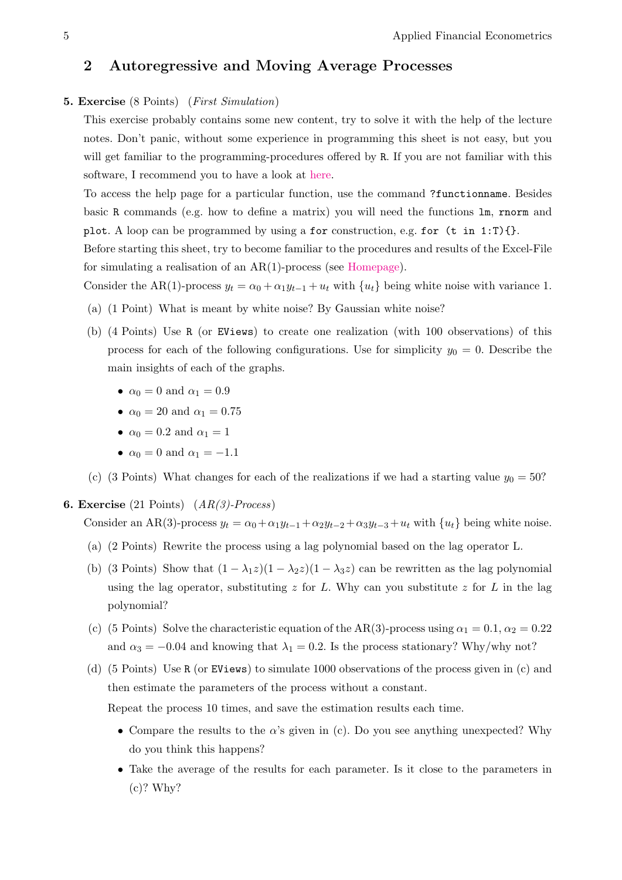## 2 Autoregressive and Moving Average Processes

**5. Exercise** (8 Points) (*First Simulation*)

This exercise probably contains some new content, try to solve it with the help of the lecture notes. Don't panic, without some experience in programming this sheet is not easy, but you will get familiar to the programming-procedures offered by `R`. If you are not familiar with this software, I recommend you to have a look at here.

To access the help page for a particular function, use the command `?functionname`. Besides basic `R` commands (e.g. how to define a matrix) you will need the functions `lm`, `rnorm` and `plot`. A loop can be programmed by using a `for` construction, e.g. `for (t in 1:T){}`.

Before starting this sheet, try to become familiar to the procedures and results of the Excel-File for simulating a realisation of an AR(1)-process (see Homepage).

Consider the AR(1)-process $y_t = \alpha_0 + \alpha_1 y_{t-1} + u_t$ with $\{u_t\}$ being white noise with variance 1.

(a) (1 Point) What is meant by white noise? By Gaussian white noise?

(b) (4 Points) Use `R` (or `EViews`) to create one realization (with 100 observations) of this process for each of the following configurations. Use for simplicity $y_0 = 0$. Describe the main insights of each of the graphs.

- $\alpha_0 = 0$ and $\alpha_1 = 0.9$
- $\alpha_0 = 20$ and $\alpha_1 = 0.75$
- $\alpha_0 = 0.2$ and $\alpha_1 = 1$
- $\alpha_0 = 0$ and $\alpha_1 = -1.1$

(c) (3 Points) What changes for each of the realizations if we had a starting value $y_0 = 50$?

**6. Exercise** (21 Points) (*AR(3)-Process*)

Consider an AR(3)-process $y_t = \alpha_0 + \alpha_1 y_{t-1} + \alpha_2 y_{t-2} + \alpha_3 y_{t-3} + u_t$ with $\{u_t\}$ being white noise.

(a) (2 Points) Rewrite the process using a lag polynomial based on the lag operator L.

(b) (3 Points) Show that $(1 - \lambda_1 z)(1 - \lambda_2 z)(1 - \lambda_3 z)$ can be rewritten as the lag polynomial using the lag operator, substituting $z$ for $L$. Why can you substitute $z$ for $L$ in the lag polynomial?

(c) (5 Points) Solve the characteristic equation of the AR(3)-process using $\alpha_1 = 0.1$, $\alpha_2 = 0.22$ and $\alpha_3 = -0.04$ and knowing that $\lambda_1 = 0.2$. Is the process stationary? Why/why not?

(d) (5 Points) Use `R` (or `EViews`) to simulate 1000 observations of the process given in (c) and then estimate the parameters of the process without a constant.

Repeat the process 10 times, and save the estimation results each time.

- Compare the results to the $\alpha$'s given in (c). Do you see anything unexpected? Why do you think this happens?
- Take the average of the results for each parameter. Is it close to the parameters in (c)? Why?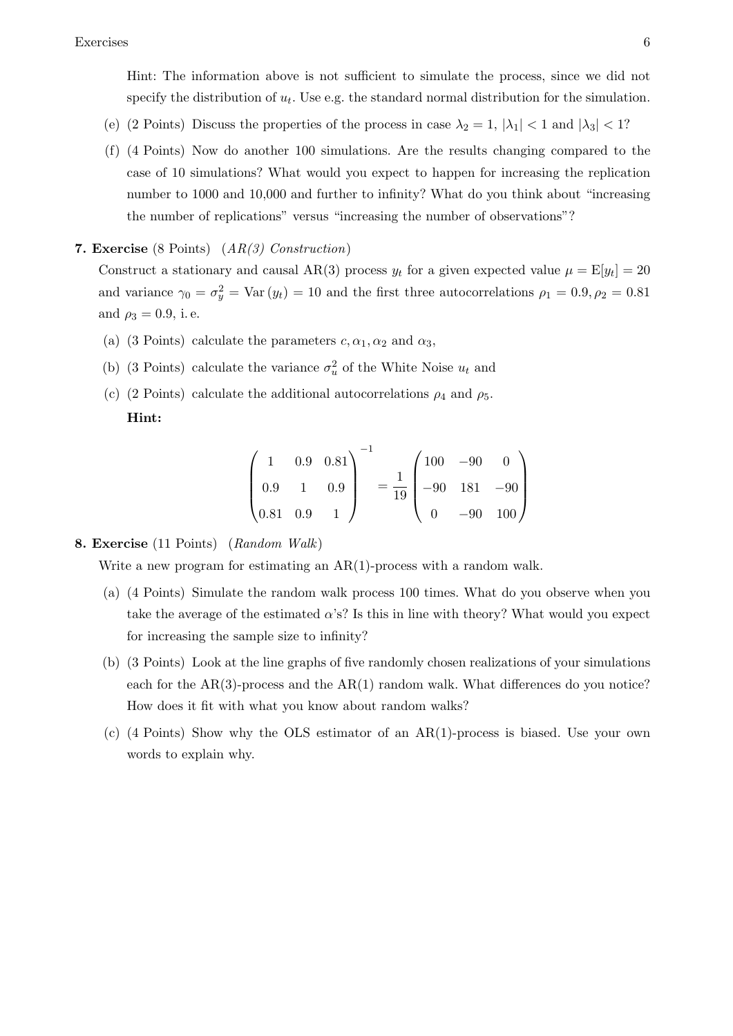Hint: The information above is not sufficient to simulate the process, since we did not specify the distribution of $u_t$. Use e.g. the standard normal distribution for the simulation.

(e) (2 Points) Discuss the properties of the process in case $\lambda_2 = 1$, $|\lambda_1| < 1$ and $|\lambda_3| < 1$?

(f) (4 Points) Now do another 100 simulations. Are the results changing compared to the case of 10 simulations? What would you expect to happen for increasing the replication number to 1000 and 10,000 and further to infinity? What do you think about "increasing the number of replications" versus "increasing the number of observations"?

**7. Exercise** (8 Points) (*AR(3) Construction*)

Construct a stationary and causal AR(3) process $y_t$ for a given expected value $\mu = \mathrm{E}[y_t] = 20$ and variance $\gamma_0 = \sigma_y^2 = \mathrm{Var}(y_t) = 10$ and the first three autocorrelations $\rho_1 = 0.9, \rho_2 = 0.81$ and $\rho_3 = 0.9$, i. e.

(a) (3 Points) calculate the parameters $c, \alpha_1, \alpha_2$ and $\alpha_3$,

(b) (3 Points) calculate the variance $\sigma_u^2$ of the White Noise $u_t$ and

(c) (2 Points) calculate the additional autocorrelations $\rho_4$ and $\rho_5$.

**Hint:**

$$
\begin{pmatrix} 1 & 0.9 & 0.81 \\ 0.9 & 1 & 0.9 \\ 0.81 & 0.9 & 1 \end{pmatrix}^{-1} = \frac{1}{19} \begin{pmatrix} 100 & -90 & 0 \\ -90 & 181 & -90 \\ 0 & -90 & 100 \end{pmatrix}
$$

**8. Exercise** (11 Points) (*Random Walk*)

Write a new program for estimating an AR(1)-process with a random walk.

(a) (4 Points) Simulate the random walk process 100 times. What do you observe when you take the average of the estimated $\alpha$'s? Is this in line with theory? What would you expect for increasing the sample size to infinity?

(b) (3 Points) Look at the line graphs of five randomly chosen realizations of your simulations each for the AR(3)-process and the AR(1) random walk. What differences do you notice? How does it fit with what you know about random walks?

(c) (4 Points) Show why the OLS estimator of an AR(1)-process is biased. Use your own words to explain why.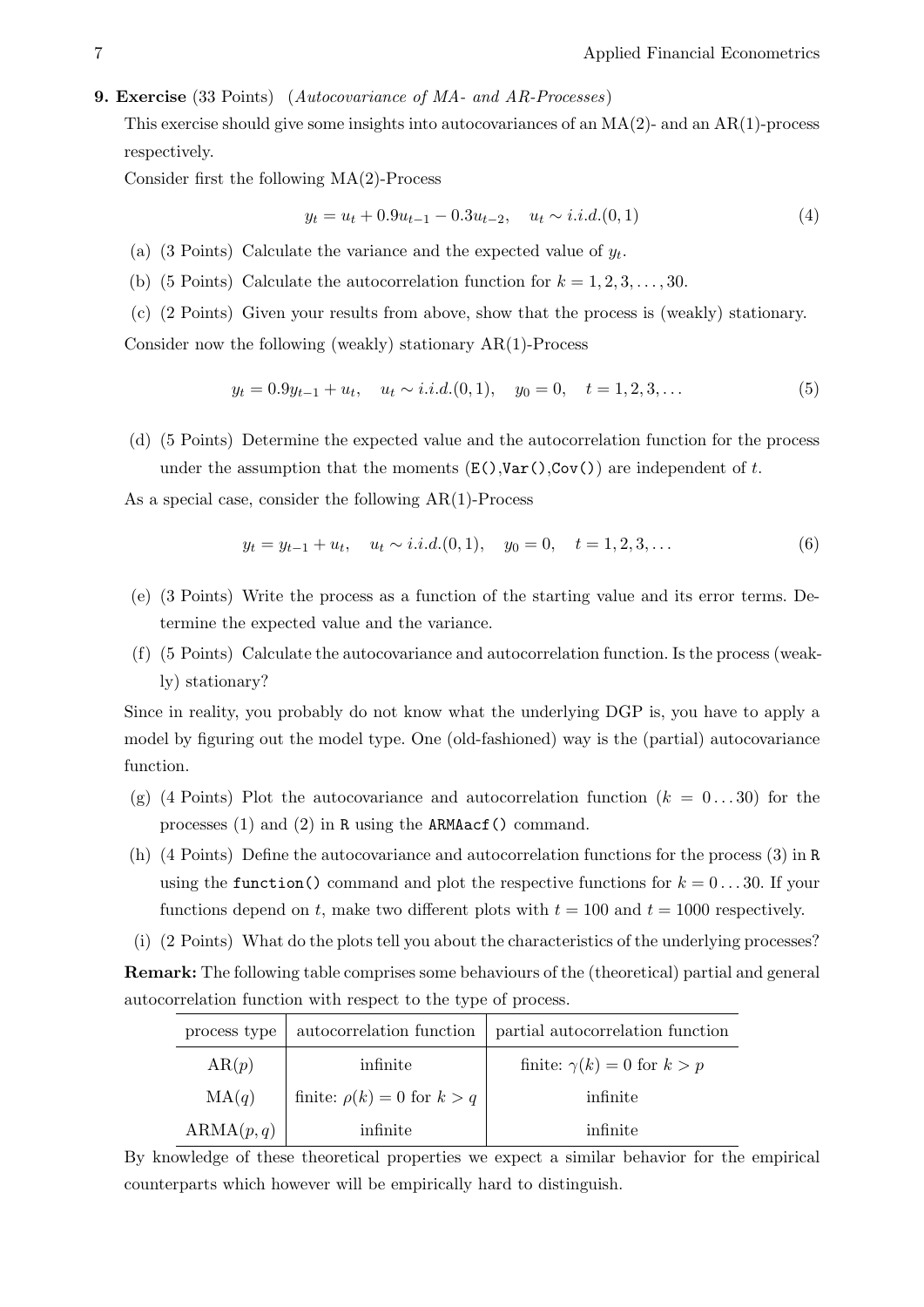**9. Exercise** (33 Points) *(Autocovariance of MA- and AR-Processes)*

This exercise should give some insights into autocovariances of an MA(2)- and an AR(1)-process respectively.

Consider first the following MA(2)-Process

$$y_t = u_t + 0.9u_{t-1} - 0.3u_{t-2}, \quad u_t \sim i.i.d.(0, 1) \tag{4}$$

(a) (3 Points) Calculate the variance and the expected value of $y_t$.

(b) (5 Points) Calculate the autocorrelation function for $k = 1, 2, 3, \ldots, 30$.

(c) (2 Points) Given your results from above, show that the process is (weakly) stationary.

Consider now the following (weakly) stationary AR(1)-Process

$$y_t = 0.9y_{t-1} + u_t, \quad u_t \sim i.i.d.(0, 1), \quad y_0 = 0, \quad t = 1, 2, 3, \ldots \tag{5}$$

(d) (5 Points) Determine the expected value and the autocorrelation function for the process under the assumption that the moments (`E()`,`Var()`,`Cov()`) are independent of $t$.

As a special case, consider the following AR(1)-Process

$$y_t = y_{t-1} + u_t, \quad u_t \sim i.i.d.(0, 1), \quad y_0 = 0, \quad t = 1, 2, 3, \ldots \tag{6}$$

(e) (3 Points) Write the process as a function of the starting value and its error terms. Determine the expected value and the variance.

(f) (5 Points) Calculate the autocovariance and autocorrelation function. Is the process (weakly) stationary?

Since in reality, you probably do not know what the underlying DGP is, you have to apply a model by figuring out the model type. One (old-fashioned) way is the (partial) autocovariance function.

(g) (4 Points) Plot the autocovariance and autocorrelation function ($k = 0 \ldots 30$) for the processes (1) and (2) in `R` using the `ARMAacf()` command.

(h) (4 Points) Define the autocovariance and autocorrelation functions for the process (3) in `R` using the `function()` command and plot the respective functions for $k = 0 \ldots 30$. If your functions depend on $t$, make two different plots with $t = 100$ and $t = 1000$ respectively.

(i) (2 Points) What do the plots tell you about the characteristics of the underlying processes?

**Remark:** The following table comprises some behaviours of the (theoretical) partial and general autocorrelation function with respect to the type of process.

| process type | autocorrelation function | partial autocorrelation function |
|---|---|---|
| AR($p$) | infinite | finite: $\gamma(k) = 0$ for $k > p$ |
| MA($q$) | finite: $\rho(k) = 0$ for $k > q$ | infinite |
| ARMA($p, q$) | infinite | infinite |

By knowledge of these theoretical properties we expect a similar behavior for the empirical counterparts which however will be empirically hard to distinguish.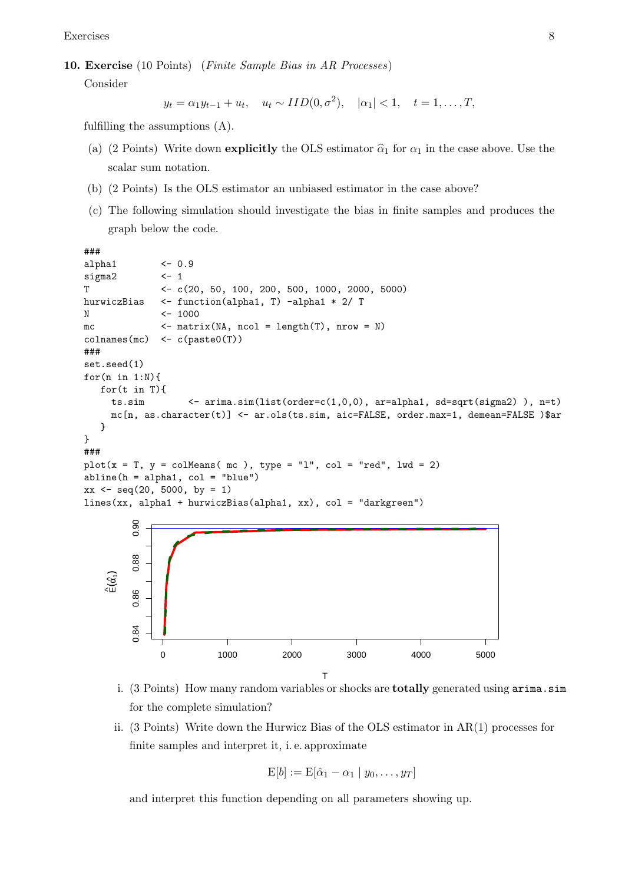**10. Exercise** (10 Points) (*Finite Sample Bias in AR Processes*)

Consider

$$y_t = \alpha_1 y_{t-1} + u_t, \quad u_t \sim IID(0, \sigma^2), \quad |\alpha_1| < 1, \quad t = 1, \dots, T,$$

fulfilling the assumptions (A).

(a) (2 Points) Write down **explicitly** the OLS estimator $\widehat{\alpha}_1$ for $\alpha_1$ in the case above. Use the scalar sum notation.

(b) (2 Points) Is the OLS estimator an unbiased estimator in the case above?

(c) The following simulation should investigate the bias in finite samples and produces the graph below the code.

```
###
alpha1        <- 0.9
sigma2        <- 1
T             <- c(20, 50, 100, 200, 500, 1000, 2000, 5000)
hurwiczBias   <- function(alpha1, T) -alpha1 * 2/ T
N             <- 1000
mc            <- matrix(NA, ncol = length(T), nrow = N)
colnames(mc)  <- c(paste0(T))
###
set.seed(1)
for(n in 1:N){
   for(t in T){
     ts.sim        <- arima.sim(list(order=c(1,0,0), ar=alpha1, sd=sqrt(sigma2) ), n=t)
     mc[n, as.character(t)] <- ar.ols(ts.sim, aic=FALSE, order.max=1, demean=FALSE )$ar
   }
}
###
plot(x = T, y = colMeans( mc ), type = "l", col = "red", lwd = 2)
abline(h = alpha1, col = "blue")
xx <- seq(20, 5000, by = 1)
lines(xx, alpha1 + hurwiczBias(alpha1, xx), col = "darkgreen")
```

i. (3 Points) How many random variables or shocks are **totally** generated using `arima.sim` for the complete simulation?

ii. (3 Points) Write down the Hurwicz Bias of the OLS estimator in AR(1) processes for finite samples and interpret it, i. e. approximate

$$\mathrm{E}[b] := \mathrm{E}[\hat{\alpha}_1 - \alpha_1 \mid y_0, \dots, y_T]$$

and interpret this function depending on all parameters showing up.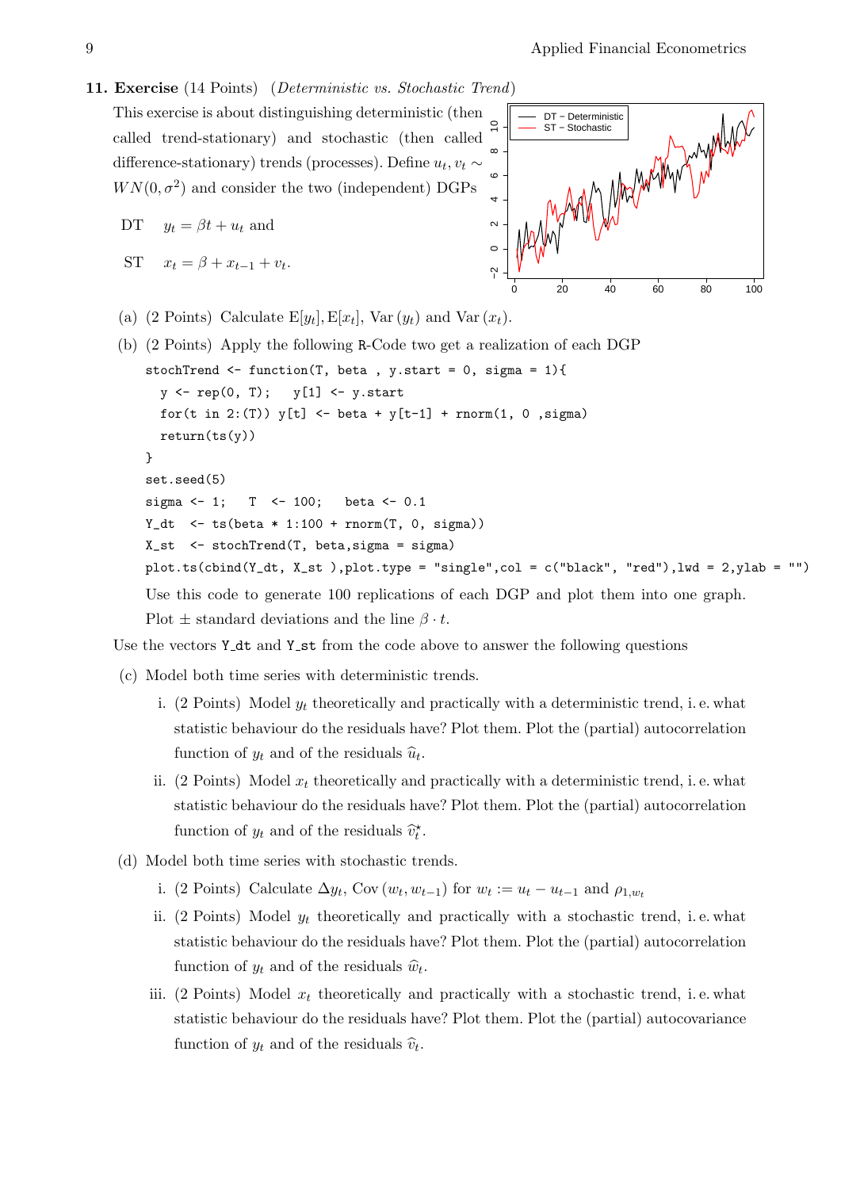**11. Exercise** (14 Points) (*Deterministic vs. Stochastic Trend*)

This exercise is about distinguishing deterministic (then called trend-stationary) and stochastic (then called difference-stationary) trends (processes). Define $u_t, v_t \sim WN(0, \sigma^2)$ and consider the two (independent) DGPs

DT $\quad y_t = \beta t + u_t$ and

ST $\quad x_t = \beta + x_{t-1} + v_t$.

(a) (2 Points) Calculate $\mathrm{E}[y_t], \mathrm{E}[x_t]$, $\mathrm{Var}(y_t)$ and $\mathrm{Var}(x_t)$.

(b) (2 Points) Apply the following R-Code two get a realization of each DGP

```
stochTrend <- function(T, beta , y.start = 0, sigma = 1){
  y <- rep(0, T);   y[1] <- y.start
  for(t in 2:(T)) y[t] <- beta + y[t-1] + rnorm(1, 0 ,sigma)
  return(ts(y))
}
set.seed(5)
sigma <- 1;   T  <- 100;   beta <- 0.1
Y_dt  <- ts(beta * 1:100 + rnorm(T, 0, sigma))
X_st  <- stochTrend(T, beta,sigma = sigma)
plot.ts(cbind(Y_dt, X_st ),plot.type = "single",col = c("black", "red"),lwd = 2,ylab = "")
```

Use this code to generate 100 replications of each DGP and plot them into one graph. Plot $\pm$ standard deviations and the line $\beta \cdot t$.

Use the vectors Y_dt and Y_st from the code above to answer the following questions

(c) Model both time series with deterministic trends.

i. (2 Points) Model $y_t$ theoretically and practically with a deterministic trend, i. e. what statistic behaviour do the residuals have? Plot them. Plot the (partial) autocorrelation function of $y_t$ and of the residuals $\widehat{u}_t$.

ii. (2 Points) Model $x_t$ theoretically and practically with a deterministic trend, i. e. what statistic behaviour do the residuals have? Plot them. Plot the (partial) autocorrelation function of $y_t$ and of the residuals $\widehat{v}_t^\star$.

(d) Model both time series with stochastic trends.

i. (2 Points) Calculate $\Delta y_t$, $\mathrm{Cov}(w_t, w_{t-1})$ for $w_t := u_t - u_{t-1}$ and $\rho_{1,w_t}$

ii. (2 Points) Model $y_t$ theoretically and practically with a stochastic trend, i. e. what statistic behaviour do the residuals have? Plot them. Plot the (partial) autocorrelation function of $y_t$ and of the residuals $\widehat{w}_t$.

iii. (2 Points) Model $x_t$ theoretically and practically with a stochastic trend, i. e. what statistic behaviour do the residuals have? Plot them. Plot the (partial) autocovariance function of $y_t$ and of the residuals $\widehat{v}_t$.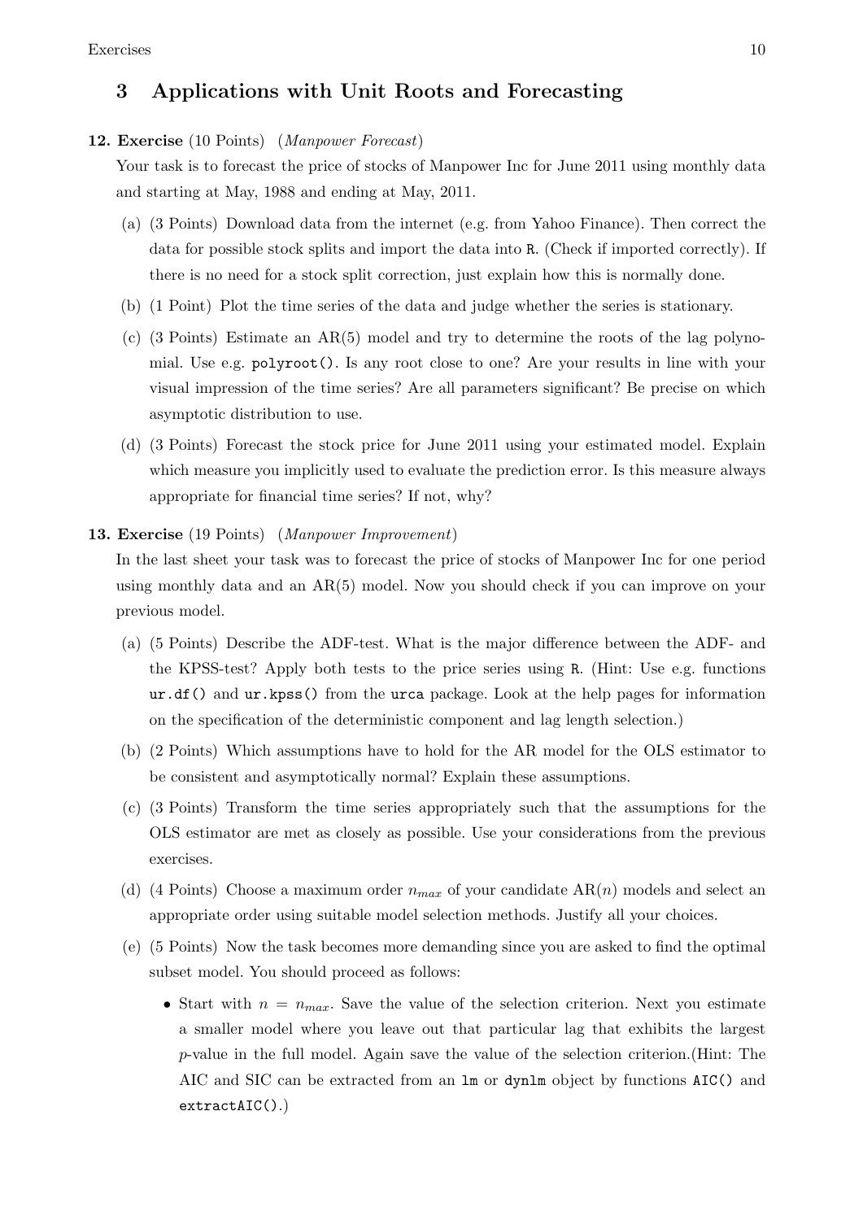## 3 Applications with Unit Roots and Forecasting

**12. Exercise** (10 Points) (*Manpower Forecast*)

Your task is to forecast the price of stocks of Manpower Inc for June 2011 using monthly data and starting at May, 1988 and ending at May, 2011.

(a) (3 Points) Download data from the internet (e.g. from Yahoo Finance). Then correct the data for possible stock splits and import the data into `R`. (Check if imported correctly). If there is no need for a stock split correction, just explain how this is normally done.

(b) (1 Point) Plot the time series of the data and judge whether the series is stationary.

(c) (3 Points) Estimate an AR(5) model and try to determine the roots of the lag polynomial. Use e.g. `polyroot()`. Is any root close to one? Are your results in line with your visual impression of the time series? Are all parameters significant? Be precise on which asymptotic distribution to use.

(d) (3 Points) Forecast the stock price for June 2011 using your estimated model. Explain which measure you implicitly used to evaluate the prediction error. Is this measure always appropriate for financial time series? If not, why?

**13. Exercise** (19 Points) (*Manpower Improvement*)

In the last sheet your task was to forecast the price of stocks of Manpower Inc for one period using monthly data and an AR(5) model. Now you should check if you can improve on your previous model.

(a) (5 Points) Describe the ADF-test. What is the major difference between the ADF- and the KPSS-test? Apply both tests to the price series using `R`. (Hint: Use e.g. functions `ur.df()` and `ur.kpss()` from the `urca` package. Look at the help pages for information on the specification of the deterministic component and lag length selection.)

(b) (2 Points) Which assumptions have to hold for the AR model for the OLS estimator to be consistent and asymptotically normal? Explain these assumptions.

(c) (3 Points) Transform the time series appropriately such that the assumptions for the OLS estimator are met as closely as possible. Use your considerations from the previous exercises.

(d) (4 Points) Choose a maximum order $n_{max}$ of your candidate AR($n$) models and select an appropriate order using suitable model selection methods. Justify all your choices.

(e) (5 Points) Now the task becomes more demanding since you are asked to find the optimal subset model. You should proceed as follows:

- Start with $n = n_{max}$. Save the value of the selection criterion. Next you estimate a smaller model where you leave out that particular lag that exhibits the largest $p$-value in the full model. Again save the value of the selection criterion.(Hint: The AIC and SIC can be extracted from an `lm` or `dynlm` object by functions `AIC()` and `extractAIC()`.)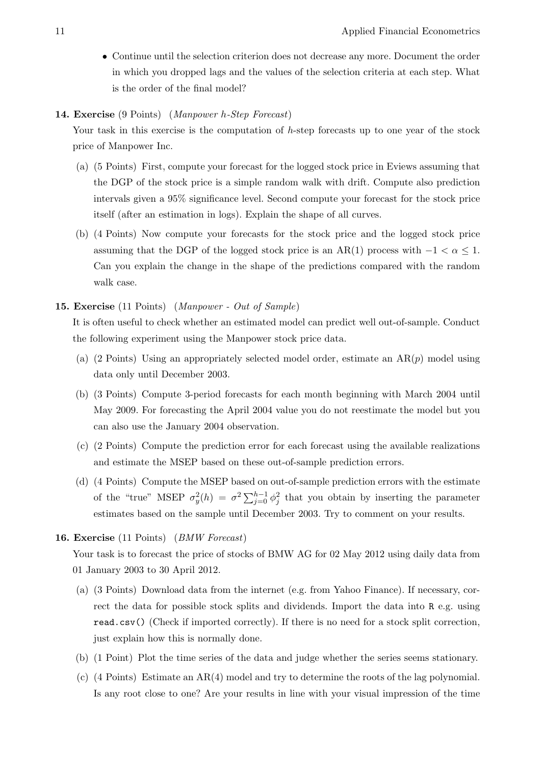- Continue until the selection criterion does not decrease any more. Document the order in which you dropped lags and the values of the selection criteria at each step. What is the order of the final model?

**14. Exercise** (9 Points) (*Manpower h-Step Forecast*)

Your task in this exercise is the computation of $h$-step forecasts up to one year of the stock price of Manpower Inc.

(a) (5 Points) First, compute your forecast for the logged stock price in Eviews assuming that the DGP of the stock price is a simple random walk with drift. Compute also prediction intervals given a 95% significance level. Second compute your forecast for the stock price itself (after an estimation in logs). Explain the shape of all curves.

(b) (4 Points) Now compute your forecasts for the stock price and the logged stock price assuming that the DGP of the logged stock price is an AR(1) process with $-1 < \alpha \leq 1$. Can you explain the change in the shape of the predictions compared with the random walk case.

**15. Exercise** (11 Points) (*Manpower - Out of Sample*)

It is often useful to check whether an estimated model can predict well out-of-sample. Conduct the following experiment using the Manpower stock price data.

(a) (2 Points) Using an appropriately selected model order, estimate an AR($p$) model using data only until December 2003.

(b) (3 Points) Compute 3-period forecasts for each month beginning with March 2004 until May 2009. For forecasting the April 2004 value you do not reestimate the model but you can also use the January 2004 observation.

(c) (2 Points) Compute the prediction error for each forecast using the available realizations and estimate the MSEP based on these out-of-sample prediction errors.

(d) (4 Points) Compute the MSEP based on out-of-sample prediction errors with the estimate of the "true" MSEP $\sigma_y^2(h) = \sigma^2 \sum_{j=0}^{h-1} \phi_j^2$ that you obtain by inserting the parameter estimates based on the sample until December 2003. Try to comment on your results.

**16. Exercise** (11 Points) (*BMW Forecast*)

Your task is to forecast the price of stocks of BMW AG for 02 May 2012 using daily data from 01 January 2003 to 30 April 2012.

(a) (3 Points) Download data from the internet (e.g. from Yahoo Finance). If necessary, correct the data for possible stock splits and dividends. Import the data into `R` e.g. using `read.csv()` (Check if imported correctly). If there is no need for a stock split correction, just explain how this is normally done.

(b) (1 Point) Plot the time series of the data and judge whether the series seems stationary.

(c) (4 Points) Estimate an AR(4) model and try to determine the roots of the lag polynomial. Is any root close to one? Are your results in line with your visual impression of the time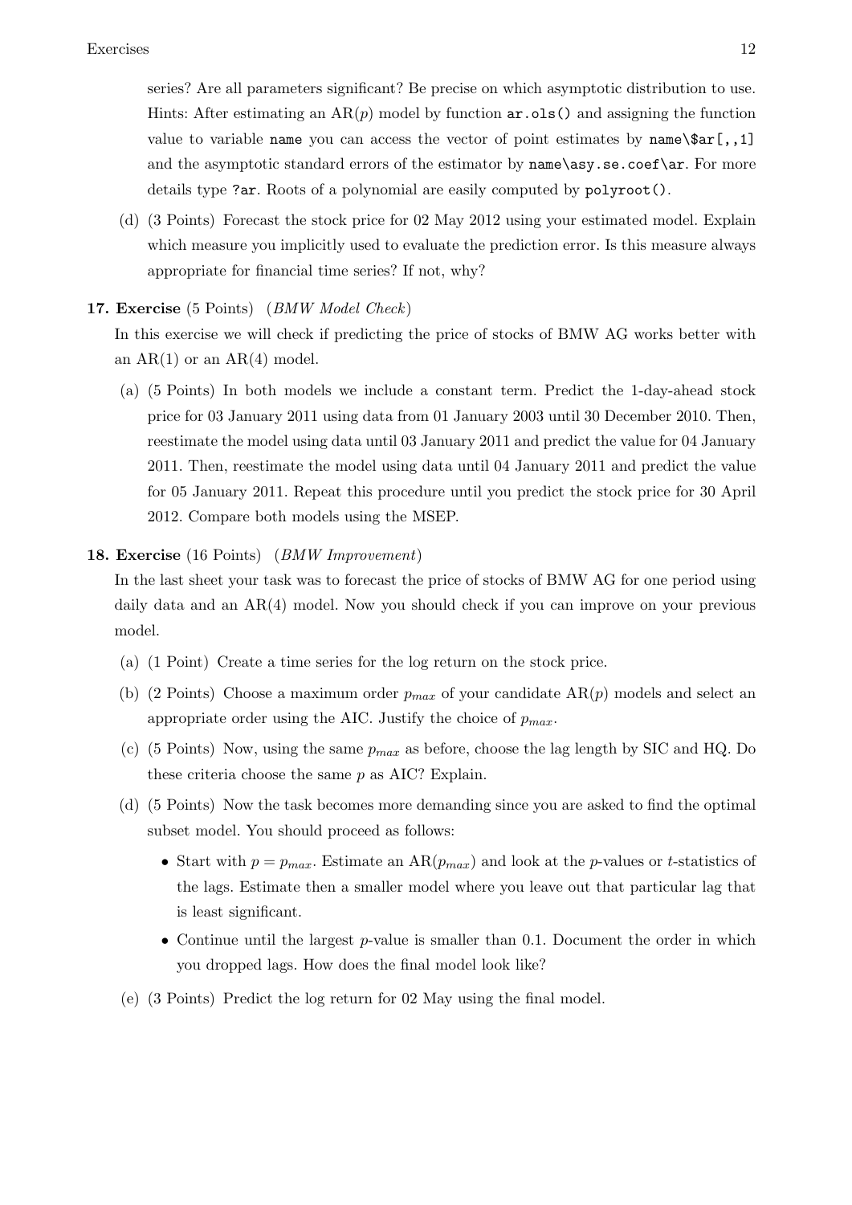series? Are all parameters significant? Be precise on which asymptotic distribution to use. Hints: After estimating an AR($p$) model by function `ar.ols()` and assigning the function value to variable `name` you can access the vector of point estimates by `name\$ar[,,1]` and the asymptotic standard errors of the estimator by `name\asy.se.coef\ar`. For more details type `?ar`. Roots of a polynomial are easily computed by `polyroot()`.

(d) (3 Points) Forecast the stock price for 02 May 2012 using your estimated model. Explain which measure you implicitly used to evaluate the prediction error. Is this measure always appropriate for financial time series? If not, why?

**17. Exercise** (5 Points) (*BMW Model Check*)

In this exercise we will check if predicting the price of stocks of BMW AG works better with an AR(1) or an AR(4) model.

(a) (5 Points) In both models we include a constant term. Predict the 1-day-ahead stock price for 03 January 2011 using data from 01 January 2003 until 30 December 2010. Then, reestimate the model using data until 03 January 2011 and predict the value for 04 January 2011. Then, reestimate the model using data until 04 January 2011 and predict the value for 05 January 2011. Repeat this procedure until you predict the stock price for 30 April 2012. Compare both models using the MSEP.

**18. Exercise** (16 Points) (*BMW Improvement*)

In the last sheet your task was to forecast the price of stocks of BMW AG for one period using daily data and an AR(4) model. Now you should check if you can improve on your previous model.

(a) (1 Point) Create a time series for the log return on the stock price.

(b) (2 Points) Choose a maximum order $p_{max}$ of your candidate AR($p$) models and select an appropriate order using the AIC. Justify the choice of $p_{max}$.

(c) (5 Points) Now, using the same $p_{max}$ as before, choose the lag length by SIC and HQ. Do these criteria choose the same $p$ as AIC? Explain.

(d) (5 Points) Now the task becomes more demanding since you are asked to find the optimal subset model. You should proceed as follows:

- Start with $p = p_{max}$. Estimate an AR($p_{max}$) and look at the $p$-values or $t$-statistics of the lags. Estimate then a smaller model where you leave out that particular lag that is least significant.
- Continue until the largest $p$-value is smaller than 0.1. Document the order in which you dropped lags. How does the final model look like?

(e) (3 Points) Predict the log return for 02 May using the final model.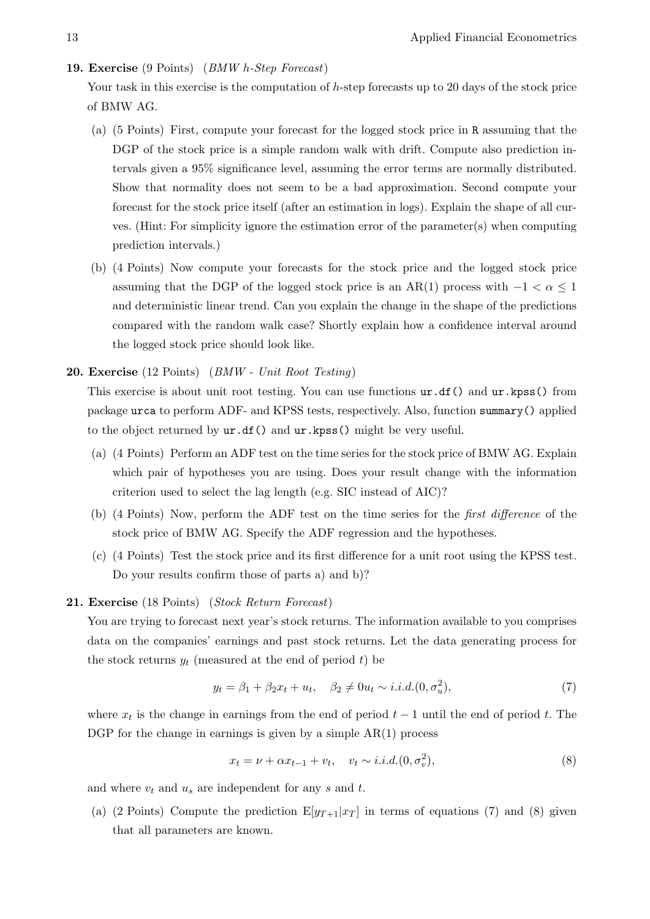**19. Exercise** (9 Points) (*BMW h-Step Forecast*)

Your task in this exercise is the computation of $h$-step forecasts up to 20 days of the stock price of BMW AG.

(a) (5 Points) First, compute your forecast for the logged stock price in R assuming that the DGP of the stock price is a simple random walk with drift. Compute also prediction intervals given a 95% significance level, assuming the error terms are normally distributed. Show that normality does not seem to be a bad approximation. Second compute your forecast for the stock price itself (after an estimation in logs). Explain the shape of all curves. (Hint: For simplicity ignore the estimation error of the parameter(s) when computing prediction intervals.)

(b) (4 Points) Now compute your forecasts for the stock price and the logged stock price assuming that the DGP of the logged stock price is an AR(1) process with $-1 < \alpha \leq 1$ and deterministic linear trend. Can you explain the change in the shape of the predictions compared with the random walk case? Shortly explain how a confidence interval around the logged stock price should look like.

**20. Exercise** (12 Points) (*BMW - Unit Root Testing*)

This exercise is about unit root testing. You can use functions `ur.df()` and `ur.kpss()` from package `urca` to perform ADF- and KPSS tests, respectively. Also, function `summary()` applied to the object returned by `ur.df()` and `ur.kpss()` might be very useful.

(a) (4 Points) Perform an ADF test on the time series for the stock price of BMW AG. Explain which pair of hypotheses you are using. Does your result change with the information criterion used to select the lag length (e.g. SIC instead of AIC)?

(b) (4 Points) Now, perform the ADF test on the time series for the *first difference* of the stock price of BMW AG. Specify the ADF regression and the hypotheses.

(c) (4 Points) Test the stock price and its first difference for a unit root using the KPSS test. Do your results confirm those of parts a) and b)?

**21. Exercise** (18 Points) (*Stock Return Forecast*)

You are trying to forecast next year's stock returns. The information available to you comprises data on the companies' earnings and past stock returns. Let the data generating process for the stock returns $y_t$ (measured at the end of period $t$) be

$$y_t = \beta_1 + \beta_2 x_t + u_t, \quad \beta_2 \neq 0 u_t \sim i.i.d.(0, \sigma_u^2), \tag{7}$$

where $x_t$ is the change in earnings from the end of period $t-1$ until the end of period $t$. The DGP for the change in earnings is given by a simple AR(1) process

$$x_t = \nu + \alpha x_{t-1} + v_t, \quad v_t \sim i.i.d.(0, \sigma_v^2), \tag{8}$$

and where $v_t$ and $u_s$ are independent for any $s$ and $t$.

(a) (2 Points) Compute the prediction $\mathrm{E}[y_{T+1}|x_T]$ in terms of equations (7) and (8) given that all parameters are known.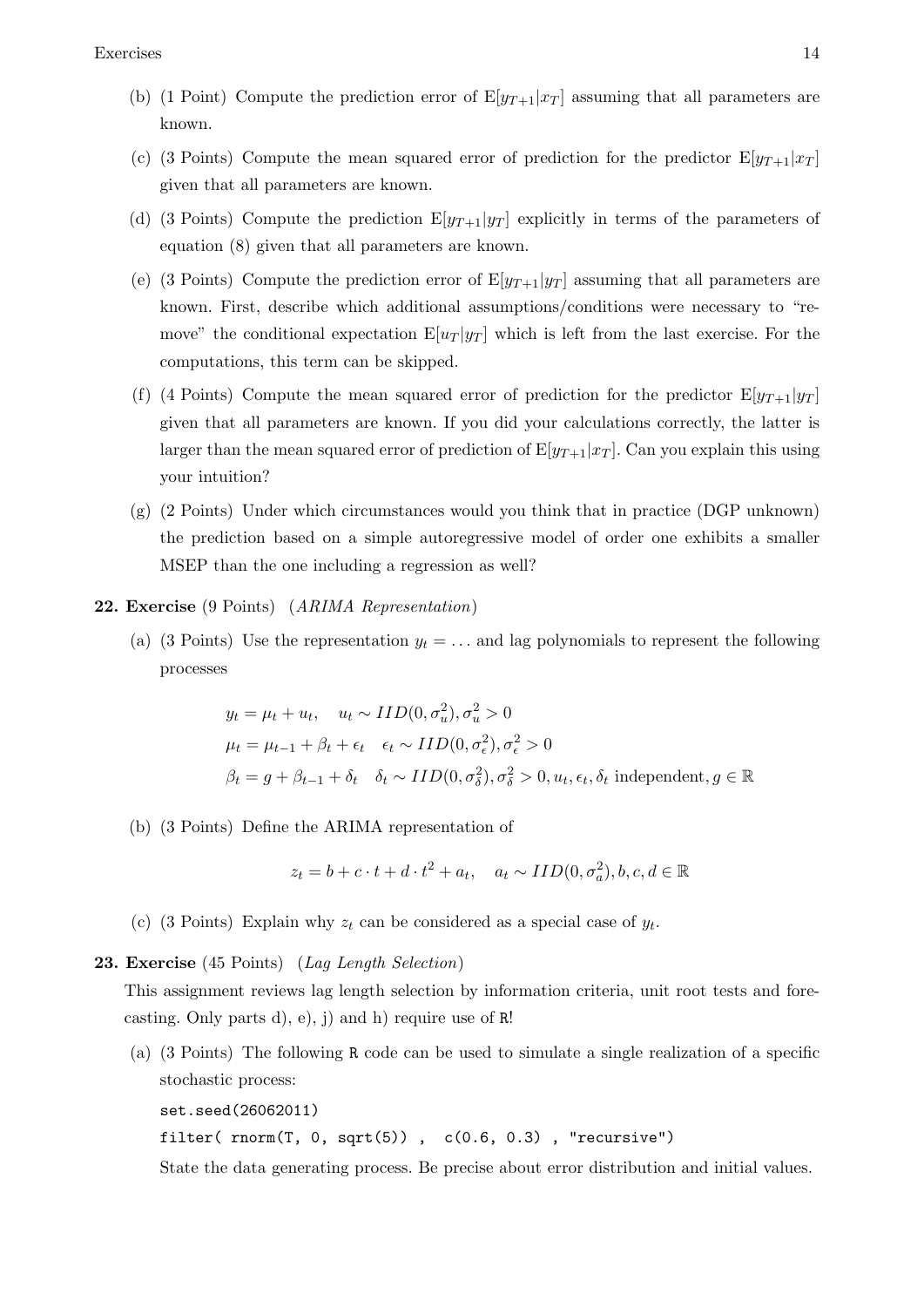(b) (1 Point) Compute the prediction error of $\mathrm{E}[y_{T+1}|x_T]$ assuming that all parameters are known.

(c) (3 Points) Compute the mean squared error of prediction for the predictor $\mathrm{E}[y_{T+1}|x_T]$ given that all parameters are known.

(d) (3 Points) Compute the prediction $\mathrm{E}[y_{T+1}|y_T]$ explicitly in terms of the parameters of equation (8) given that all parameters are known.

(e) (3 Points) Compute the prediction error of $\mathrm{E}[y_{T+1}|y_T]$ assuming that all parameters are known. First, describe which additional assumptions/conditions were necessary to "remove" the conditional expectation $\mathrm{E}[u_T|y_T]$ which is left from the last exercise. For the computations, this term can be skipped.

(f) (4 Points) Compute the mean squared error of prediction for the predictor $\mathrm{E}[y_{T+1}|y_T]$ given that all parameters are known. If you did your calculations correctly, the latter is larger than the mean squared error of prediction of $\mathrm{E}[y_{T+1}|x_T]$. Can you explain this using your intuition?

(g) (2 Points) Under which circumstances would you think that in practice (DGP unknown) the prediction based on a simple autoregressive model of order one exhibits a smaller MSEP than the one including a regression as well?

**22. Exercise** (9 Points) (*ARIMA Representation*)

(a) (3 Points) Use the representation $y_t = \ldots$ and lag polynomials to represent the following processes

$$y_t = \mu_t + u_t, \quad u_t \sim IID(0, \sigma_u^2), \sigma_u^2 > 0$$
$$\mu_t = \mu_{t-1} + \beta_t + \epsilon_t \quad \epsilon_t \sim IID(0, \sigma_\epsilon^2), \sigma_\epsilon^2 > 0$$
$$\beta_t = g + \beta_{t-1} + \delta_t \quad \delta_t \sim IID(0, \sigma_\delta^2), \sigma_\delta^2 > 0, u_t, \epsilon_t, \delta_t \text{ independent}, g \in \mathbb{R}$$

(b) (3 Points) Define the ARIMA representation of

$$z_t = b + c \cdot t + d \cdot t^2 + a_t, \quad a_t \sim IID(0, \sigma_a^2), b, c, d \in \mathbb{R}$$

(c) (3 Points) Explain why $z_t$ can be considered as a special case of $y_t$.

**23. Exercise** (45 Points) (*Lag Length Selection*)

This assignment reviews lag length selection by information criteria, unit root tests and forecasting. Only parts d), e), j) and h) require use of R!

(a) (3 Points) The following R code can be used to simulate a single realization of a specific stochastic process:

```
set.seed(26062011)
filter( rnorm(T, 0, sqrt(5)) ,  c(0.6, 0.3) , "recursive")
```

State the data generating process. Be precise about error distribution and initial values.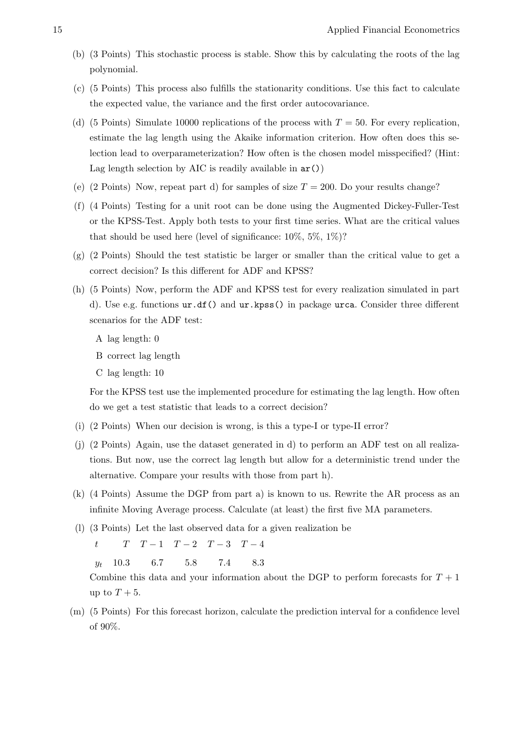(b) (3 Points) This stochastic process is stable. Show this by calculating the roots of the lag polynomial.

(c) (5 Points) This process also fulfills the stationarity conditions. Use this fact to calculate the expected value, the variance and the first order autocovariance.

(d) (5 Points) Simulate 10000 replications of the process with $T = 50$. For every replication, estimate the lag length using the Akaike information criterion. How often does this selection lead to overparameterization? How often is the chosen model misspecified? (Hint: Lag length selection by AIC is readily available in `ar()`)

(e) (2 Points) Now, repeat part d) for samples of size $T = 200$. Do your results change?

(f) (4 Points) Testing for a unit root can be done using the Augmented Dickey-Fuller-Test or the KPSS-Test. Apply both tests to your first time series. What are the critical values that should be used here (level of significance: 10%, 5%, 1%)?

(g) (2 Points) Should the test statistic be larger or smaller than the critical value to get a correct decision? Is this different for ADF and KPSS?

(h) (5 Points) Now, perform the ADF and KPSS test for every realization simulated in part d). Use e.g. functions `ur.df()` and `ur.kpss()` in package `urca`. Consider three different scenarios for the ADF test:

   A lag length: 0

   B correct lag length

   C lag length: 10

   For the KPSS test use the implemented procedure for estimating the lag length. How often do we get a test statistic that leads to a correct decision?

(i) (2 Points) When our decision is wrong, is this a type-I or type-II error?

(j) (2 Points) Again, use the dataset generated in d) to perform an ADF test on all realizations. But now, use the correct lag length but allow for a deterministic trend under the alternative. Compare your results with those from part h).

(k) (4 Points) Assume the DGP from part a) is known to us. Rewrite the AR process as an infinite Moving Average process. Calculate (at least) the first five MA parameters.

(l) (3 Points) Let the last observed data for a given realization be

| $t$ | $T$ | $T-1$ | $T-2$ | $T-3$ | $T-4$ |
|---|---|---|---|---|---|
| $y_t$ | 10.3 | 6.7 | 5.8 | 7.4 | 8.3 |

   Combine this data and your information about the DGP to perform forecasts for $T+1$ up to $T+5$.

(m) (5 Points) For this forecast horizon, calculate the prediction interval for a confidence level of 90%.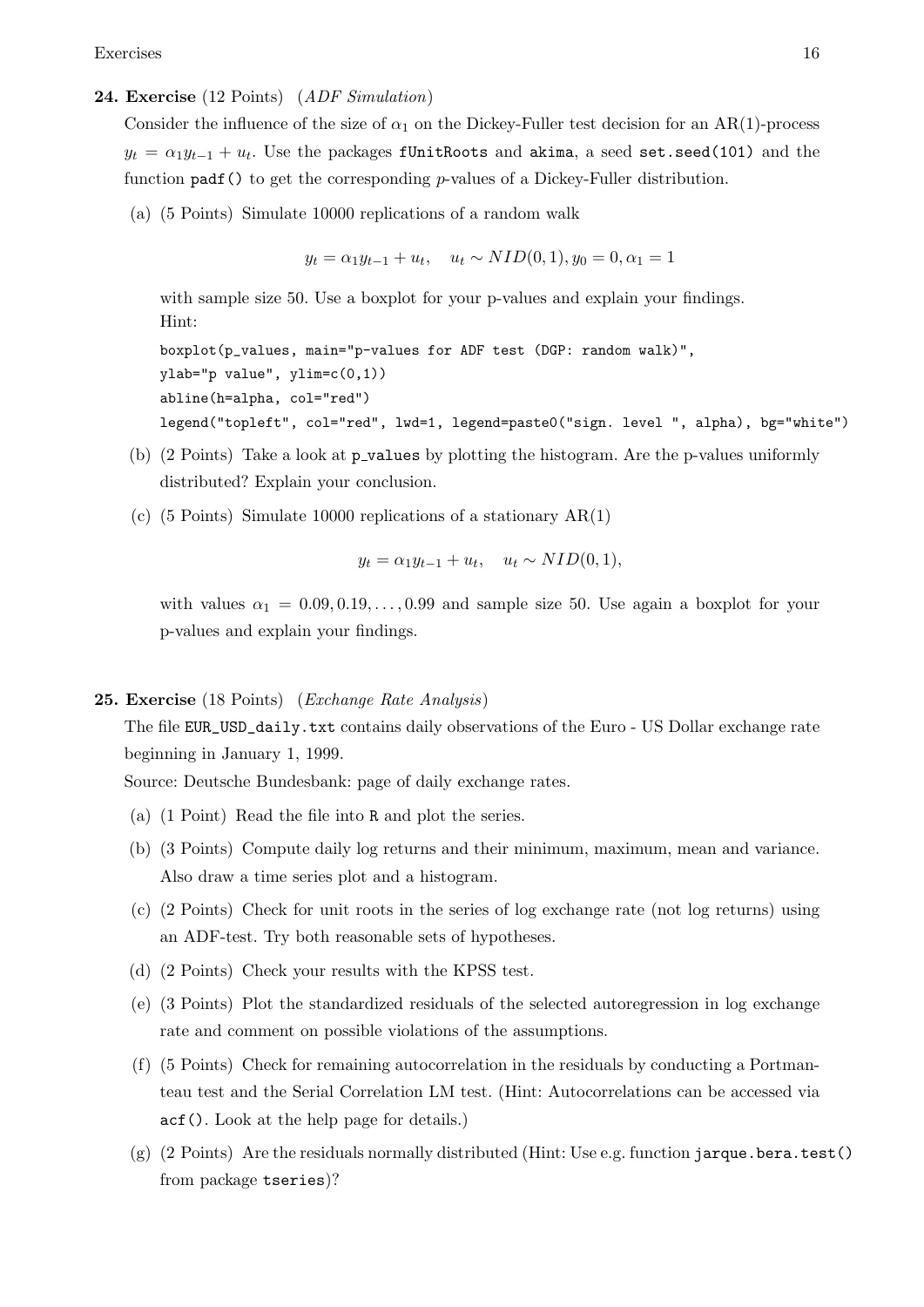**24. Exercise** (12 Points) (*ADF Simulation*)

Consider the influence of the size of $\alpha_1$ on the Dickey-Fuller test decision for an AR(1)-process $y_t = \alpha_1 y_{t-1} + u_t$. Use the packages `fUnitRoots` and `akima`, a seed `set.seed(101)` and the function `padf()` to get the corresponding $p$-values of a Dickey-Fuller distribution.

(a) (5 Points) Simulate 10000 replications of a random walk

$$y_t = \alpha_1 y_{t-1} + u_t, \quad u_t \sim NID(0,1), y_0 = 0, \alpha_1 = 1$$

with sample size 50. Use a boxplot for your p-values and explain your findings.
Hint:

```
boxplot(p_values, main="p-values for ADF test (DGP: random walk)",
ylab="p value", ylim=c(0,1))
abline(h=alpha, col="red")
legend("topleft", col="red", lwd=1, legend=paste0("sign. level ", alpha), bg="white")
```

(b) (2 Points) Take a look at `p_values` by plotting the histogram. Are the p-values uniformly distributed? Explain your conclusion.

(c) (5 Points) Simulate 10000 replications of a stationary AR(1)

$$y_t = \alpha_1 y_{t-1} + u_t, \quad u_t \sim NID(0,1),$$

with values $\alpha_1 = 0.09, 0.19, \ldots, 0.99$ and sample size 50. Use again a boxplot for your p-values and explain your findings.

**25. Exercise** (18 Points) (*Exchange Rate Analysis*)

The file `EUR_USD_daily.txt` contains daily observations of the Euro - US Dollar exchange rate beginning in January 1, 1999.

Source: Deutsche Bundesbank: page of daily exchange rates.

(a) (1 Point) Read the file into `R` and plot the series.

(b) (3 Points) Compute daily log returns and their minimum, maximum, mean and variance. Also draw a time series plot and a histogram.

(c) (2 Points) Check for unit roots in the series of log exchange rate (not log returns) using an ADF-test. Try both reasonable sets of hypotheses.

(d) (2 Points) Check your results with the KPSS test.

(e) (3 Points) Plot the standardized residuals of the selected autoregression in log exchange rate and comment on possible violations of the assumptions.

(f) (5 Points) Check for remaining autocorrelation in the residuals by conducting a Portmanteau test and the Serial Correlation LM test. (Hint: Autocorrelations can be accessed via `acf()`. Look at the help page for details.)

(g) (2 Points) Are the residuals normally distributed (Hint: Use e.g. function `jarque.bera.test()` from package `tseries`)?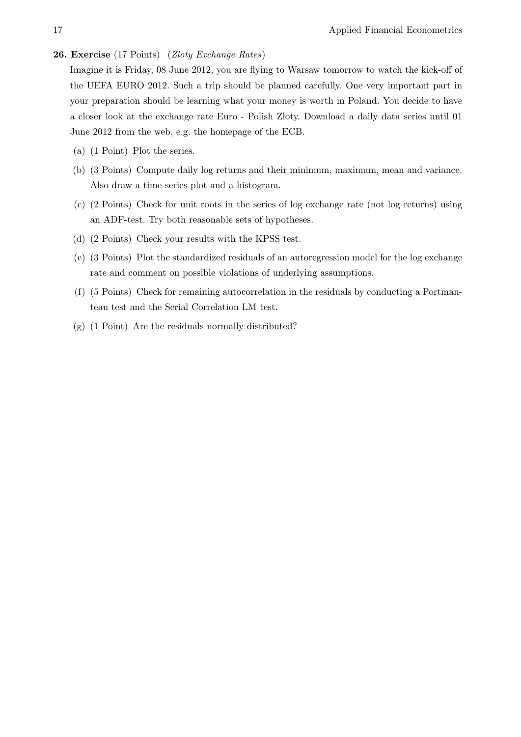**26. Exercise** (17 Points) (*Zloty Exchange Rates*)

Imagine it is Friday, 08 June 2012, you are flying to Warsaw tomorrow to watch the kick-off of the UEFA EURO 2012. Such a trip should be planned carefully. One very important part in your preparation should be learning what your money is worth in Poland. You decide to have a closer look at the exchange rate Euro - Polish Złoty. Download a daily data series until 01 June 2012 from the web, e.g. the homepage of the ECB.

(a) (1 Point) Plot the series.

(b) (3 Points) Compute daily log returns and their minimum, maximum, mean and variance. Also draw a time series plot and a histogram.

(c) (2 Points) Check for unit roots in the series of log exchange rate (not log returns) using an ADF-test. Try both reasonable sets of hypotheses.

(d) (2 Points) Check your results with the KPSS test.

(e) (3 Points) Plot the standardized residuals of an autoregression model for the log exchange rate and comment on possible violations of underlying assumptions.

(f) (5 Points) Check for remaining autocorrelation in the residuals by conducting a Portmanteau test and the Serial Correlation LM test.

(g) (1 Point) Are the residuals normally distributed?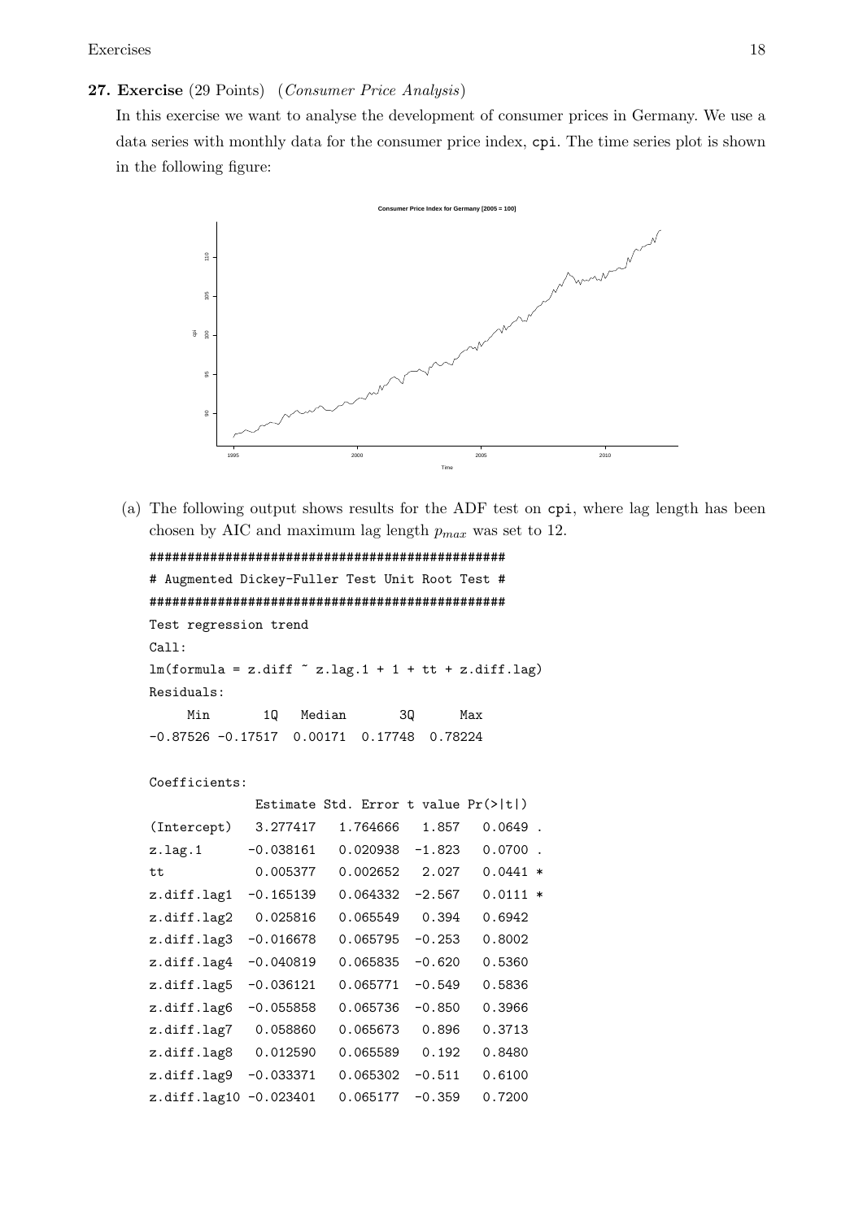**27. Exercise** (29 Points) (*Consumer Price Analysis*)

In this exercise we want to analyse the development of consumer prices in Germany. We use a data series with monthly data for the consumer price index, `cpi`. The time series plot is shown in the following figure:

(a) The following output shows results for the ADF test on `cpi`, where lag length has been chosen by AIC and maximum lag length $p_{max}$ was set to 12.

```
###############################################
# Augmented Dickey-Fuller Test Unit Root Test #
###############################################
Test regression trend
Call:
lm(formula = z.diff ~ z.lag.1 + 1 + tt + z.diff.lag)
Residuals:
     Min       1Q   Median       3Q      Max
-0.87526 -0.17517  0.00171  0.17748  0.78224

Coefficients:
              Estimate Std. Error t value Pr(>|t|)
(Intercept)   3.277417   1.764666   1.857   0.0649 .
z.lag.1      -0.038161   0.020938  -1.823   0.0700 .
tt            0.005377   0.002652   2.027   0.0441 *
z.diff.lag1  -0.165139   0.064332  -2.567   0.0111 *
z.diff.lag2   0.025816   0.065549   0.394   0.6942
z.diff.lag3  -0.016678   0.065795  -0.253   0.8002
z.diff.lag4  -0.040819   0.065835  -0.620   0.5360
z.diff.lag5  -0.036121   0.065771  -0.549   0.5836
z.diff.lag6  -0.055858   0.065736  -0.850   0.3966
z.diff.lag7   0.058860   0.065673   0.896   0.3713
z.diff.lag8   0.012590   0.065589   0.192   0.8480
z.diff.lag9  -0.033371   0.065302  -0.511   0.6100
z.diff.lag10 -0.023401   0.065177  -0.359   0.7200
```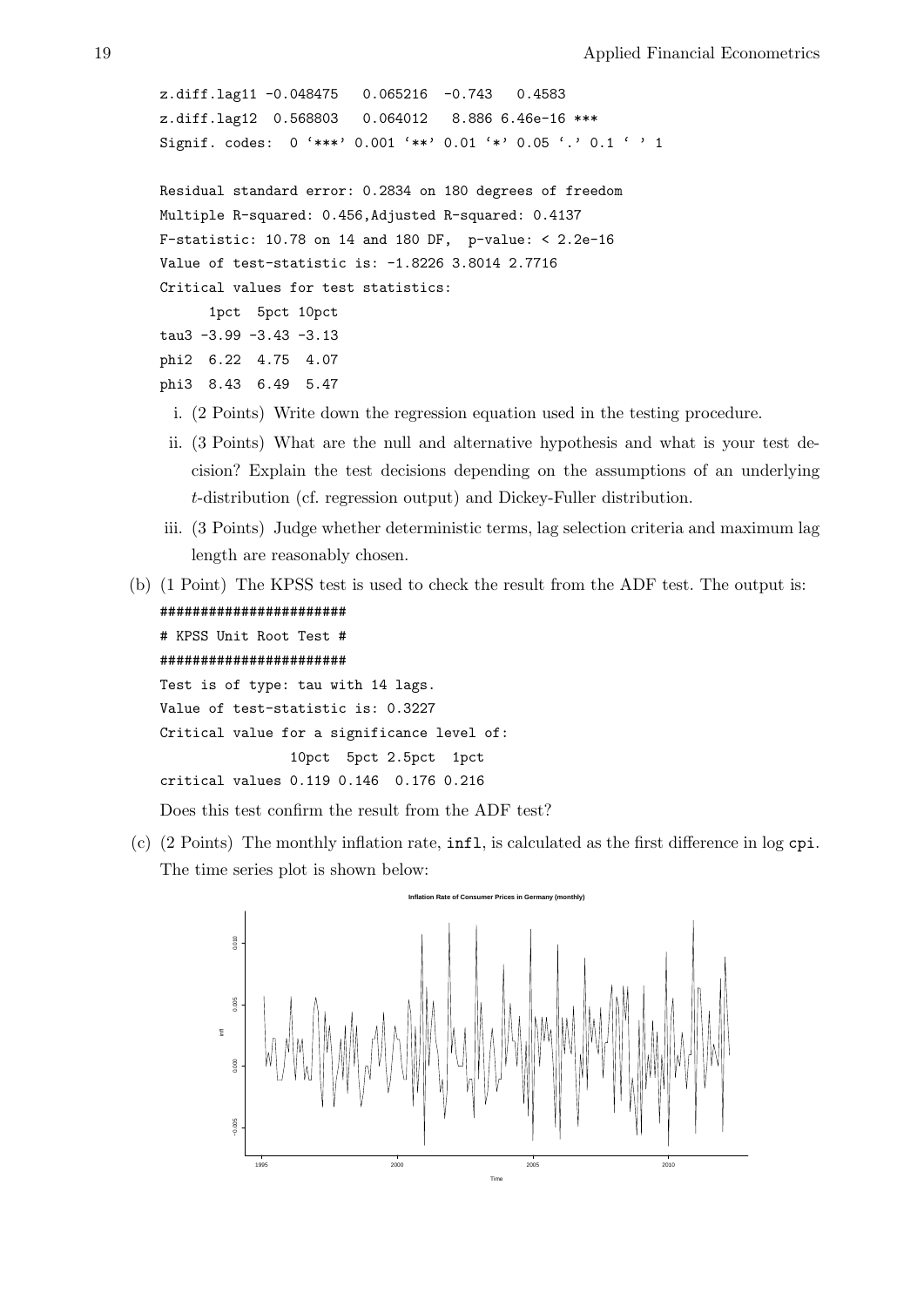```
z.diff.lag11 -0.048475   0.065216  -0.743   0.4583
z.diff.lag12  0.568803   0.064012   8.886 6.46e-16 ***
Signif. codes:  0 '***' 0.001 '**' 0.01 '*' 0.05 '.' 0.1 ' ' 1

Residual standard error: 0.2834 on 180 degrees of freedom
Multiple R-squared: 0.456,Adjusted R-squared: 0.4137
F-statistic: 10.78 on 14 and 180 DF,  p-value: < 2.2e-16
Value of test-statistic is: -1.8226 3.8014 2.7716
Critical values for test statistics:
      1pct  5pct 10pct
tau3 -3.99 -3.43 -3.13
phi2  6.22  4.75  4.07
phi3  8.43  6.49  5.47
```

i. (2 Points) Write down the regression equation used in the testing procedure.

ii. (3 Points) What are the null and alternative hypothesis and what is your test decision? Explain the test decisions depending on the assumptions of an underlying $t$-distribution (cf. regression output) and Dickey-Fuller distribution.

iii. (3 Points) Judge whether deterministic terms, lag selection criteria and maximum lag length are reasonably chosen.

(b) (1 Point) The KPSS test is used to check the result from the ADF test. The output is:

```
#######################
# KPSS Unit Root Test #
#######################
Test is of type: tau with 14 lags.
Value of test-statistic is: 0.3227
Critical value for a significance level of:
                10pct  5pct 2.5pct  1pct
critical values 0.119 0.146  0.176 0.216
```

Does this test confirm the result from the ADF test?

(c) (2 Points) The monthly inflation rate, `infl`, is calculated as the first difference in log `cpi`. The time series plot is shown below: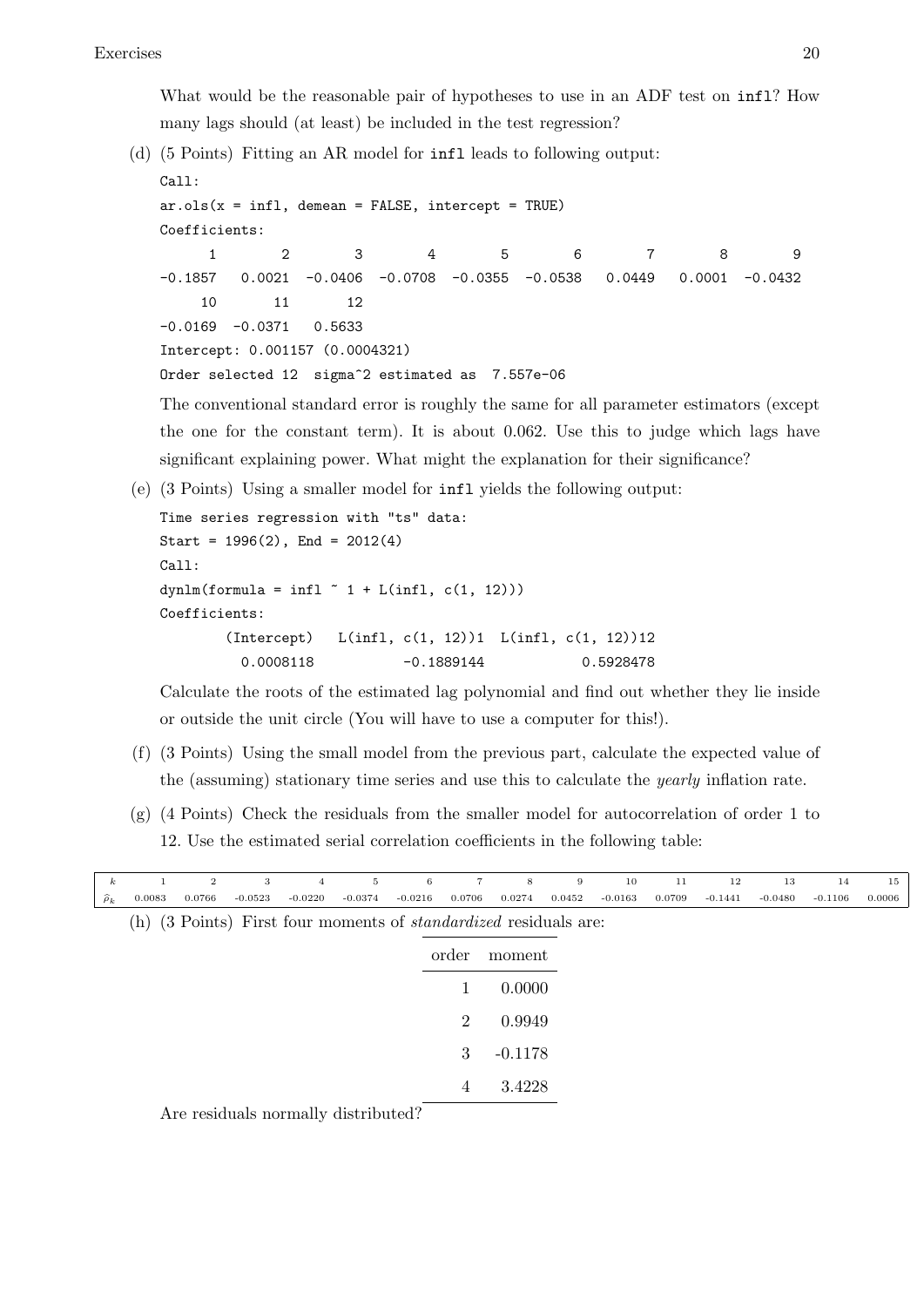What would be the reasonable pair of hypotheses to use in an ADF test on `infl`? How many lags should (at least) be included in the test regression?

(d) (5 Points) Fitting an AR model for `infl` leads to following output:

```
Call:
ar.ols(x = infl, demean = FALSE, intercept = TRUE)
Coefficients:
      1        2        3        4        5        6        7        8        9
-0.1857   0.0021  -0.0406  -0.0708  -0.0355  -0.0538   0.0449   0.0001  -0.0432
     10       11       12
-0.0169  -0.0371   0.5633
Intercept: 0.001157 (0.0004321)
Order selected 12  sigma^2 estimated as  7.557e-06
```

The conventional standard error is roughly the same for all parameter estimators (except the one for the constant term). It is about 0.062. Use this to judge which lags have significant explaining power. What might the explanation for their significance?

(e) (3 Points) Using a smaller model for `infl` yields the following output:

```
Time series regression with "ts" data:
Start = 1996(2), End = 2012(4)
Call:
dynlm(formula = infl ~ 1 + L(infl, c(1, 12)))
Coefficients:
        (Intercept)   L(infl, c(1, 12))1  L(infl, c(1, 12))12
          0.0008118           -0.1889144            0.5928478
```

Calculate the roots of the estimated lag polynomial and find out whether they lie inside or outside the unit circle (You will have to use a computer for this!).

(f) (3 Points) Using the small model from the previous part, calculate the expected value of the (assuming) stationary time series and use this to calculate the *yearly* inflation rate.

(g) (4 Points) Check the residuals from the smaller model for autocorrelation of order 1 to 12. Use the estimated serial correlation coefficients in the following table:

| $k$ | 1 | 2 | 3 | 4 | 5 | 6 | 7 | 8 | 9 | 10 | 11 | 12 | 13 | 14 | 15 |
|---|---|---|---|---|---|---|---|---|---|---|---|---|---|---|---|
| $\hat{\rho}_k$ | 0.0083 | 0.0766 | -0.0523 | -0.0220 | -0.0374 | -0.0216 | 0.0706 | 0.0274 | 0.0452 | -0.0163 | 0.0709 | -0.1441 | -0.0480 | -0.1106 | 0.0006 |

(h) (3 Points) First four moments of *standardized* residuals are:

| order | moment |
|---|---|
| 1 | 0.0000 |
| 2 | 0.9949 |
| 3 | -0.1178 |
| 4 | 3.4228 |

Are residuals normally distributed?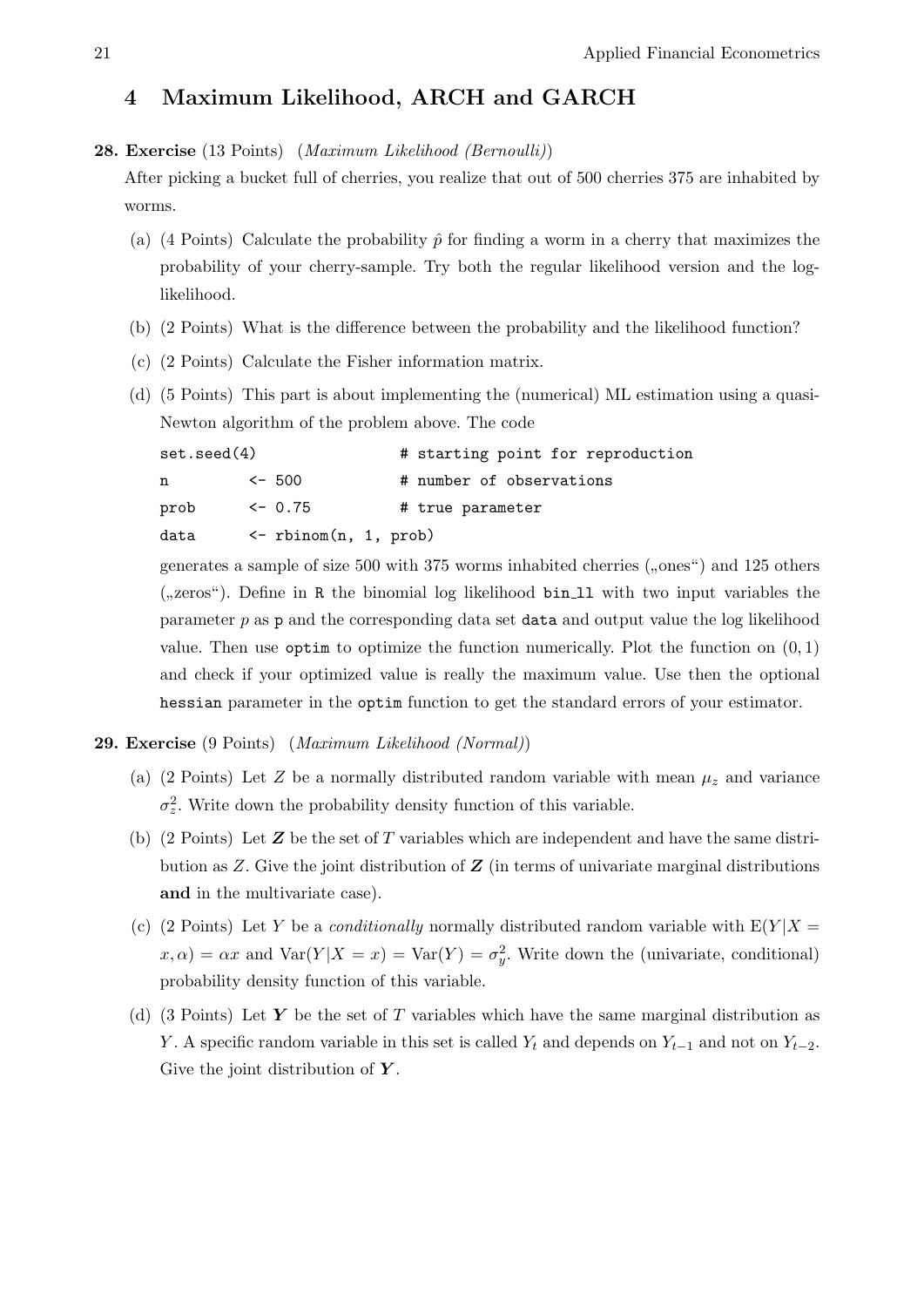## 4 Maximum Likelihood, ARCH and GARCH

**28. Exercise** (13 Points) (*Maximum Likelihood (Bernoulli)*)

After picking a bucket full of cherries, you realize that out of 500 cherries 375 are inhabited by worms.

(a) (4 Points) Calculate the probability $\hat{p}$ for finding a worm in a cherry that maximizes the probability of your cherry-sample. Try both the regular likelihood version and the log-likelihood.

(b) (2 Points) What is the difference between the probability and the likelihood function?

(c) (2 Points) Calculate the Fisher information matrix.

(d) (5 Points) This part is about implementing the (numerical) ML estimation using a quasi-Newton algorithm of the problem above. The code

```
set.seed(4)                # starting point for reproduction
n         <- 500           # number of observations
prob      <- 0.75          # true parameter
data      <- rbinom(n, 1, prob)
```

generates a sample of size 500 with 375 worms inhabited cherries („ones") and 125 others („zeros"). Define in R the binomial log likelihood bin_ll with two input variables the parameter $p$ as p and the corresponding data set data and output value the log likelihood value. Then use optim to optimize the function numerically. Plot the function on $(0, 1)$ and check if your optimized value is really the maximum value. Use then the optional hessian parameter in the optim function to get the standard errors of your estimator.

**29. Exercise** (9 Points) (*Maximum Likelihood (Normal)*)

(a) (2 Points) Let $Z$ be a normally distributed random variable with mean $\mu_z$ and variance $\sigma_z^2$. Write down the probability density function of this variable.

(b) (2 Points) Let $\boldsymbol{Z}$ be the set of $T$ variables which are independent and have the same distribution as $Z$. Give the joint distribution of $\boldsymbol{Z}$ (in terms of univariate marginal distributions **and** in the multivariate case).

(c) (2 Points) Let $Y$ be a *conditionally* normally distributed random variable with $\mathrm{E}(Y|X = x, \alpha) = \alpha x$ and $\mathrm{Var}(Y|X = x) = \mathrm{Var}(Y) = \sigma_y^2$. Write down the (univariate, conditional) probability density function of this variable.

(d) (3 Points) Let $\boldsymbol{Y}$ be the set of $T$ variables which have the same marginal distribution as $Y$. A specific random variable in this set is called $Y_t$ and depends on $Y_{t-1}$ and not on $Y_{t-2}$. Give the joint distribution of $\boldsymbol{Y}$.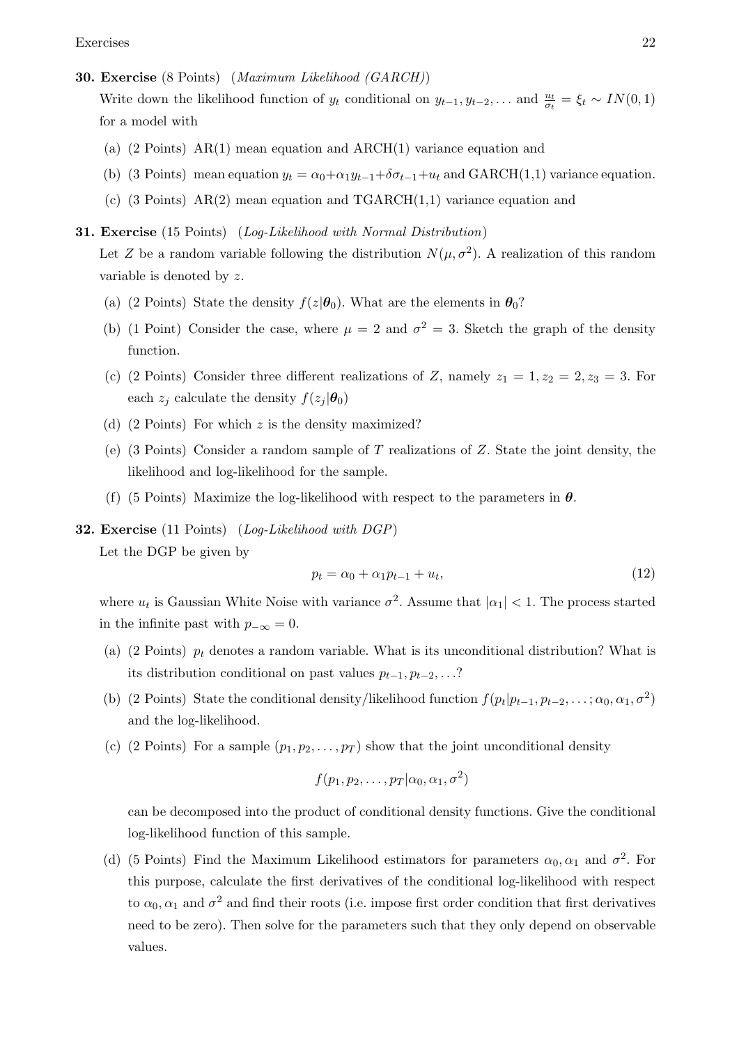**30. Exercise** (8 Points) (*Maximum Likelihood (GARCH)*)

Write down the likelihood function of $y_t$ conditional on $y_{t-1}, y_{t-2}, \ldots$ and $\frac{u_t}{\sigma_t} = \xi_t \sim IN(0,1)$ for a model with

(a) (2 Points) AR(1) mean equation and ARCH(1) variance equation and

(b) (3 Points) mean equation $y_t = \alpha_0 + \alpha_1 y_{t-1} + \delta\sigma_{t-1} + u_t$ and GARCH(1,1) variance equation.

(c) (3 Points) AR(2) mean equation and TGARCH(1,1) variance equation and

**31. Exercise** (15 Points) (*Log-Likelihood with Normal Distribution*)

Let $Z$ be a random variable following the distribution $N(\mu, \sigma^2)$. A realization of this random variable is denoted by $z$.

(a) (2 Points) State the density $f(z|\boldsymbol{\theta}_0)$. What are the elements in $\boldsymbol{\theta}_0$?

(b) (1 Point) Consider the case, where $\mu = 2$ and $\sigma^2 = 3$. Sketch the graph of the density function.

(c) (2 Points) Consider three different realizations of $Z$, namely $z_1 = 1, z_2 = 2, z_3 = 3$. For each $z_j$ calculate the density $f(z_j|\boldsymbol{\theta}_0)$

(d) (2 Points) For which $z$ is the density maximized?

(e) (3 Points) Consider a random sample of $T$ realizations of $Z$. State the joint density, the likelihood and log-likelihood for the sample.

(f) (5 Points) Maximize the log-likelihood with respect to the parameters in $\boldsymbol{\theta}$.

**32. Exercise** (11 Points) (*Log-Likelihood with DGP*)

Let the DGP be given by

$$p_t = \alpha_0 + \alpha_1 p_{t-1} + u_t, \tag{12}$$

where $u_t$ is Gaussian White Noise with variance $\sigma^2$. Assume that $|\alpha_1| < 1$. The process started in the infinite past with $p_{-\infty} = 0$.

(a) (2 Points) $p_t$ denotes a random variable. What is its unconditional distribution? What is its distribution conditional on past values $p_{t-1}, p_{t-2}, \ldots$?

(b) (2 Points) State the conditional density/likelihood function $f(p_t|p_{t-1}, p_{t-2}, \ldots; \alpha_0, \alpha_1, \sigma^2)$ and the log-likelihood.

(c) (2 Points) For a sample $(p_1, p_2, \ldots, p_T)$ show that the joint unconditional density

$$f(p_1, p_2, \ldots, p_T|\alpha_0, \alpha_1, \sigma^2)$$

can be decomposed into the product of conditional density functions. Give the conditional log-likelihood function of this sample.

(d) (5 Points) Find the Maximum Likelihood estimators for parameters $\alpha_0, \alpha_1$ and $\sigma^2$. For this purpose, calculate the first derivatives of the conditional log-likelihood with respect to $\alpha_0, \alpha_1$ and $\sigma^2$ and find their roots (i.e. impose first order condition that first derivatives need to be zero). Then solve for the parameters such that they only depend on observable values.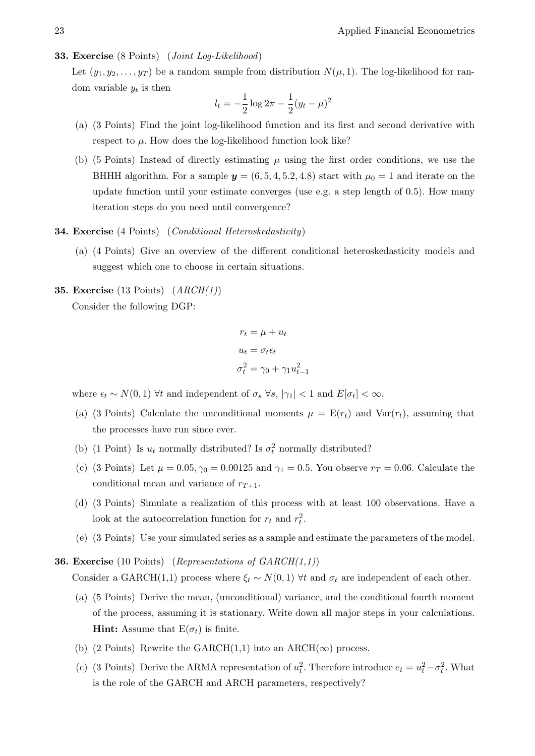**33. Exercise** (8 Points) (*Joint Log-Likelihood*)

Let $(y_1, y_2, \ldots, y_T)$ be a random sample from distribution $N(\mu, 1)$. The log-likelihood for random variable $y_t$ is then

$$l_t = -\frac{1}{2}\log 2\pi - \frac{1}{2}(y_t - \mu)^2$$

(a) (3 Points) Find the joint log-likelihood function and its first and second derivative with respect to $\mu$. How does the log-likelihood function look like?

(b) (5 Points) Instead of directly estimating $\mu$ using the first order conditions, we use the BHHH algorithm. For a sample $\boldsymbol{y} = (6, 5, 4, 5.2, 4.8)$ start with $\mu_0 = 1$ and iterate on the update function until your estimate converges (use e.g. a step length of 0.5). How many iteration steps do you need until convergence?

**34. Exercise** (4 Points) (*Conditional Heteroskedasticity*)

(a) (4 Points) Give an overview of the different conditional heteroskedasticity models and suggest which one to choose in certain situations.

**35. Exercise** (13 Points) (*ARCH(1)*)

Consider the following DGP:

$$r_t = \mu + u_t$$
$$u_t = \sigma_t \epsilon_t$$
$$\sigma_t^2 = \gamma_0 + \gamma_1 u_{t-1}^2$$

where $\epsilon_t \sim N(0, 1)\ \forall t$ and independent of $\sigma_s\ \forall s$, $|\gamma_1| < 1$ and $E[\sigma_t] < \infty$.

(a) (3 Points) Calculate the unconditional moments $\mu = \mathrm{E}(r_t)$ and $\mathrm{Var}(r_t)$, assuming that the processes have run since ever.

(b) (1 Point) Is $u_t$ normally distributed? Is $\sigma_t^2$ normally distributed?

(c) (3 Points) Let $\mu = 0.05, \gamma_0 = 0.00125$ and $\gamma_1 = 0.5$. You observe $r_T = 0.06$. Calculate the conditional mean and variance of $r_{T+1}$.

(d) (3 Points) Simulate a realization of this process with at least 100 observations. Have a look at the autocorrelation function for $r_t$ and $r_t^2$.

(e) (3 Points) Use your simulated series as a sample and estimate the parameters of the model.

**36. Exercise** (10 Points) (*Representations of GARCH(1,1)*)

Consider a GARCH(1,1) process where $\xi_t \sim N(0, 1)\ \forall t$ and $\sigma_t$ are independent of each other.

(a) (5 Points) Derive the mean, (unconditional) variance, and the conditional fourth moment of the process, assuming it is stationary. Write down all major steps in your calculations. **Hint:** Assume that $\mathrm{E}(\sigma_t)$ is finite.

(b) (2 Points) Rewrite the GARCH(1,1) into an ARCH($\infty$) process.

(c) (3 Points) Derive the ARMA representation of $u_t^2$. Therefore introduce $e_t = u_t^2 - \sigma_t^2$. What is the role of the GARCH and ARCH parameters, respectively?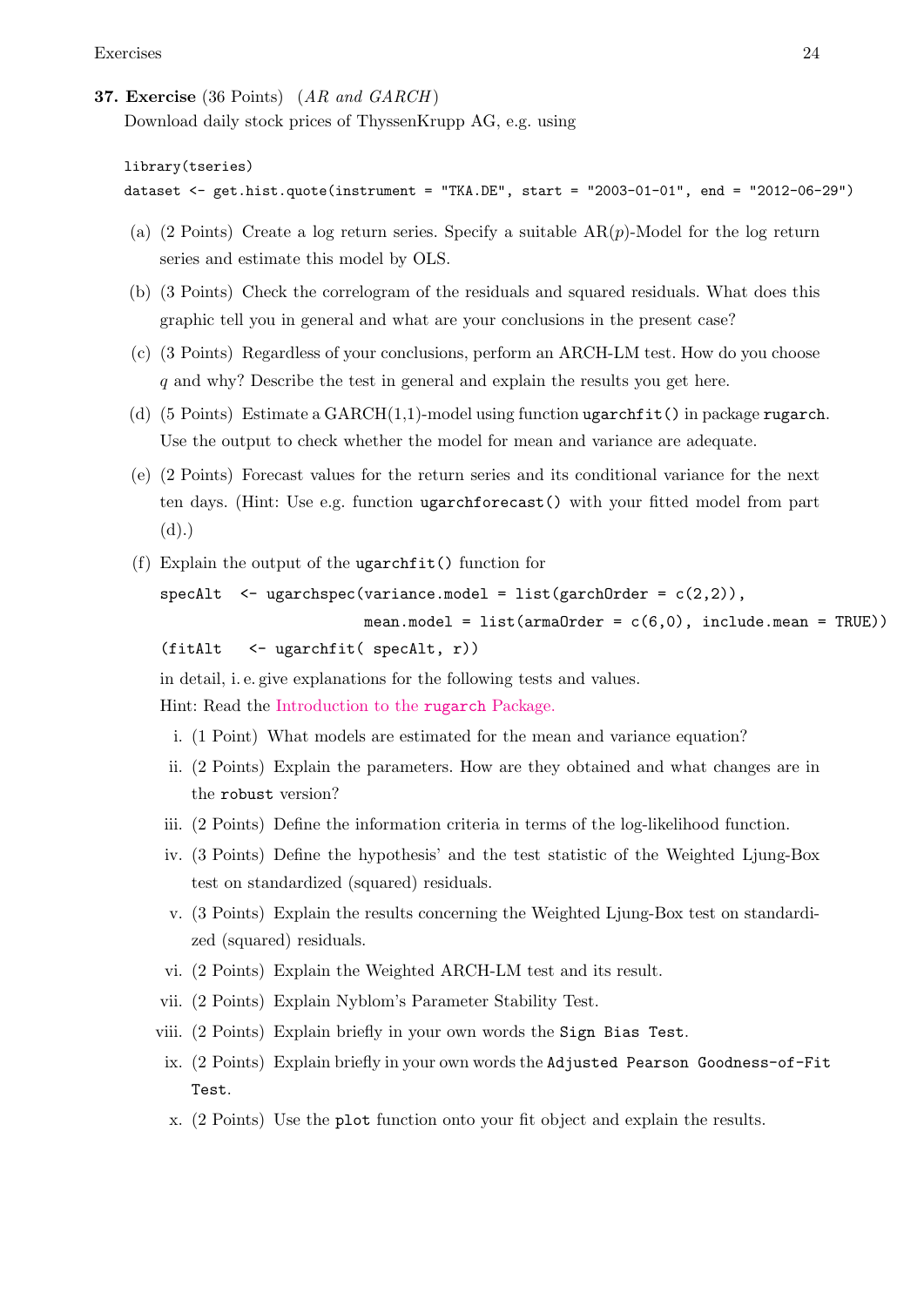**37. Exercise** (36 Points) *(AR and GARCH)*

Download daily stock prices of ThyssenKrupp AG, e.g. using

```
library(tseries)
dataset <- get.hist.quote(instrument = "TKA.DE", start = "2003-01-01", end = "2012-06-29")
```

(a) (2 Points) Create a log return series. Specify a suitable AR($p$)-Model for the log return series and estimate this model by OLS.

(b) (3 Points) Check the correlogram of the residuals and squared residuals. What does this graphic tell you in general and what are your conclusions in the present case?

(c) (3 Points) Regardless of your conclusions, perform an ARCH-LM test. How do you choose $q$ and why? Describe the test in general and explain the results you get here.

(d) (5 Points) Estimate a GARCH(1,1)-model using function `ugarchfit()` in package `rugarch`. Use the output to check whether the model for mean and variance are adequate.

(e) (2 Points) Forecast values for the return series and its conditional variance for the next ten days. (Hint: Use e.g. function `ugarchforecast()` with your fitted model from part (d).)

(f) Explain the output of the `ugarchfit()` function for

```
specAlt  <- ugarchspec(variance.model = list(garchOrder = c(2,2)),
                       mean.model = list(armaOrder = c(6,0), include.mean = TRUE))
(fitAlt   <- ugarchfit( specAlt, r))
```

in detail, i. e. give explanations for the following tests and values.

Hint: Read the Introduction to the `rugarch` Package.

i. (1 Point) What models are estimated for the mean and variance equation?

ii. (2 Points) Explain the parameters. How are they obtained and what changes are in the `robust` version?

iii. (2 Points) Define the information criteria in terms of the log-likelihood function.

iv. (3 Points) Define the hypothesis' and the test statistic of the Weighted Ljung-Box test on standardized (squared) residuals.

v. (3 Points) Explain the results concerning the Weighted Ljung-Box test on standardized (squared) residuals.

vi. (2 Points) Explain the Weighted ARCH-LM test and its result.

vii. (2 Points) Explain Nyblom's Parameter Stability Test.

viii. (2 Points) Explain briefly in your own words the `Sign Bias Test`.

ix. (2 Points) Explain briefly in your own words the `Adjusted Pearson Goodness-of-Fit Test`.

x. (2 Points) Use the `plot` function onto your fit object and explain the results.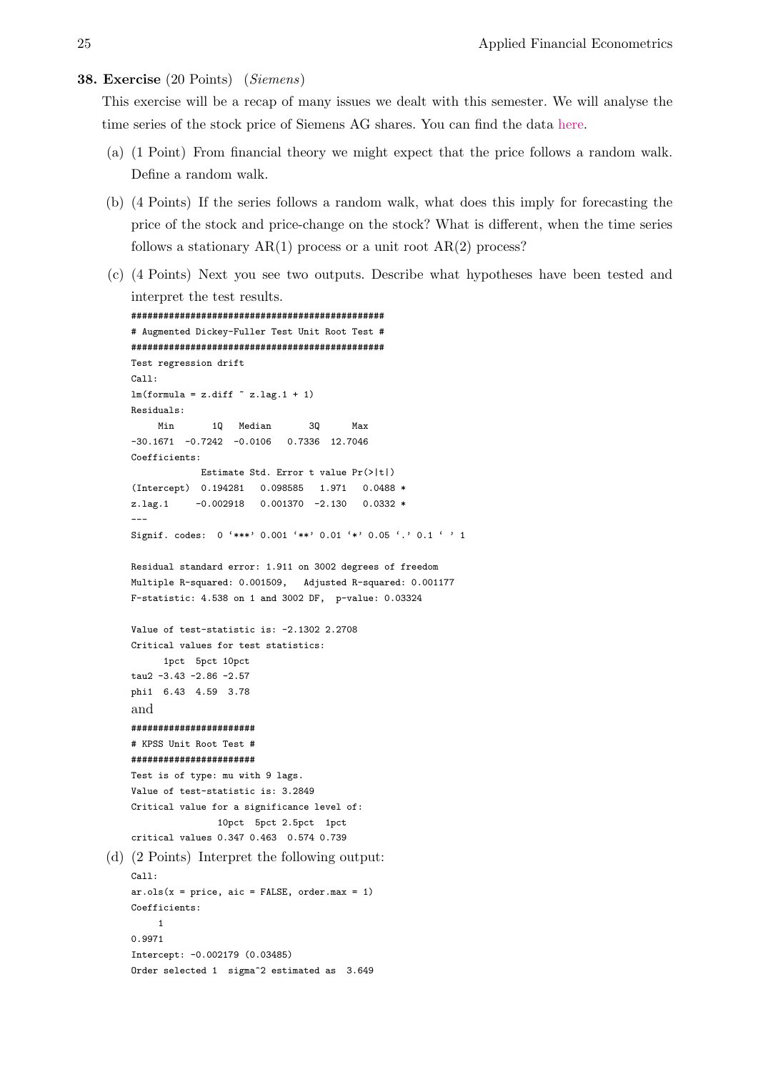**38. Exercise** (20 Points) (*Siemens*)

This exercise will be a recap of many issues we dealt with this semester. We will analyse the time series of the stock price of Siemens AG shares. You can find the data here.

(a) (1 Point) From financial theory we might expect that the price follows a random walk. Define a random walk.

(b) (4 Points) If the series follows a random walk, what does this imply for forecasting the price of the stock and price-change on the stock? What is different, when the time series follows a stationary AR(1) process or a unit root AR(2) process?

(c) (4 Points) Next you see two outputs. Describe what hypotheses have been tested and interpret the test results.

```
###############################################
# Augmented Dickey-Fuller Test Unit Root Test #
###############################################
Test regression drift
Call:
lm(formula = z.diff ~ z.lag.1 + 1)
Residuals:
     Min       1Q   Median       3Q      Max
-30.1671  -0.7242  -0.0106   0.7336  12.7046
Coefficients:
             Estimate Std. Error t value Pr(>|t|)
(Intercept)  0.194281   0.098585   1.971   0.0488 *
z.lag.1     -0.002918   0.001370  -2.130   0.0332 *
---
Signif. codes:  0 '***' 0.001 '**' 0.01 '*' 0.05 '.' 0.1 ' ' 1

Residual standard error: 1.911 on 3002 degrees of freedom
Multiple R-squared: 0.001509,   Adjusted R-squared: 0.001177
F-statistic: 4.538 on 1 and 3002 DF,  p-value: 0.03324

Value of test-statistic is: -2.1302 2.2708
Critical values for test statistics:
      1pct  5pct 10pct
tau2 -3.43 -2.86 -2.57
phi1  6.43  4.59  3.78
```

and

```
#######################
# KPSS Unit Root Test #
#######################
Test is of type: mu with 9 lags.
Value of test-statistic is: 3.2849
Critical value for a significance level of:
                10pct  5pct 2.5pct  1pct
critical values 0.347 0.463  0.574 0.739
```

(d) (2 Points) Interpret the following output:

```
Call:
ar.ols(x = price, aic = FALSE, order.max = 1)
Coefficients:
     1
0.9971
Intercept: -0.002179 (0.03485)
Order selected 1  sigma^2 estimated as  3.649
```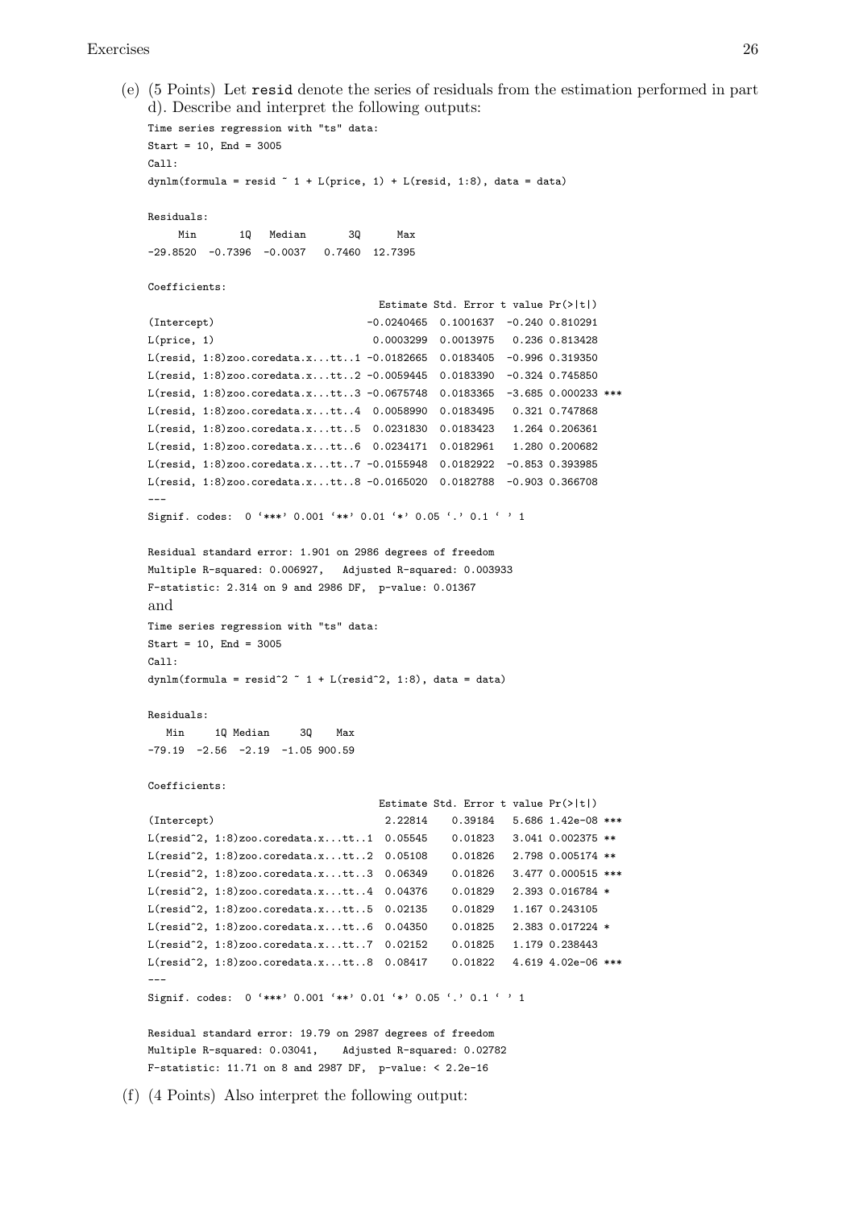(e) (5 Points) Let `resid` denote the series of residuals from the estimation performed in part d). Describe and interpret the following outputs:

```
Time series regression with "ts" data:
Start = 10, End = 3005
Call:
dynlm(formula = resid ~ 1 + L(price, 1) + L(resid, 1:8), data = data)

Residuals:
     Min       1Q   Median       3Q      Max
-29.8520  -0.7396  -0.0037   0.7460  12.7395

Coefficients:
                                 Estimate Std. Error t value Pr(>|t|)
(Intercept)                    -0.0240465  0.1001637  -0.240 0.810291
L(price, 1)                     0.0003299  0.0013975   0.236 0.813428
L(resid, 1:8)zoo.coredata.x...tt..1 -0.0182665  0.0183405  -0.996 0.319350
L(resid, 1:8)zoo.coredata.x...tt..2 -0.0059445  0.0183390  -0.324 0.745850
L(resid, 1:8)zoo.coredata.x...tt..3 -0.0675748  0.0183365  -3.685 0.000233 ***
L(resid, 1:8)zoo.coredata.x...tt..4  0.0058990  0.0183495   0.321 0.747868
L(resid, 1:8)zoo.coredata.x...tt..5  0.0231830  0.0183423   1.264 0.206361
L(resid, 1:8)zoo.coredata.x...tt..6  0.0234171  0.0182961   1.280 0.200682
L(resid, 1:8)zoo.coredata.x...tt..7 -0.0155948  0.0182922  -0.853 0.393985
L(resid, 1:8)zoo.coredata.x...tt..8 -0.0165020  0.0182788  -0.903 0.366708
---
Signif. codes:  0 '***' 0.001 '**' 0.01 '*' 0.05 '.' 0.1 ' ' 1

Residual standard error: 1.901 on 2986 degrees of freedom
Multiple R-squared: 0.006927,   Adjusted R-squared: 0.003933
F-statistic: 2.314 on 9 and 2986 DF,  p-value: 0.01367
```

and

```
Time series regression with "ts" data:
Start = 10, End = 3005
Call:
dynlm(formula = resid^2 ~ 1 + L(resid^2, 1:8), data = data)

Residuals:
   Min     1Q Median     3Q    Max
-79.19  -2.56  -2.19  -1.05 900.59

Coefficients:
                                 Estimate Std. Error t value Pr(>|t|)
(Intercept)                       2.22814    0.39184   5.686 1.42e-08 ***
L(resid^2, 1:8)zoo.coredata.x...tt..1  0.05545    0.01823   3.041 0.002375 **
L(resid^2, 1:8)zoo.coredata.x...tt..2  0.05108    0.01826   2.798 0.005174 **
L(resid^2, 1:8)zoo.coredata.x...tt..3  0.06349    0.01826   3.477 0.000515 ***
L(resid^2, 1:8)zoo.coredata.x...tt..4  0.04376    0.01829   2.393 0.016784 *
L(resid^2, 1:8)zoo.coredata.x...tt..5  0.02135    0.01829   1.167 0.243105
L(resid^2, 1:8)zoo.coredata.x...tt..6  0.04350    0.01825   2.383 0.017224 *
L(resid^2, 1:8)zoo.coredata.x...tt..7  0.02152    0.01825   1.179 0.238443
L(resid^2, 1:8)zoo.coredata.x...tt..8  0.08417    0.01822   4.619 4.02e-06 ***
---
Signif. codes:  0 '***' 0.001 '**' 0.01 '*' 0.05 '.' 0.1 ' ' 1

Residual standard error: 19.79 on 2987 degrees of freedom
Multiple R-squared: 0.03041,    Adjusted R-squared: 0.02782
F-statistic: 11.71 on 8 and 2987 DF,  p-value: < 2.2e-16
```

(f) (4 Points) Also interpret the following output: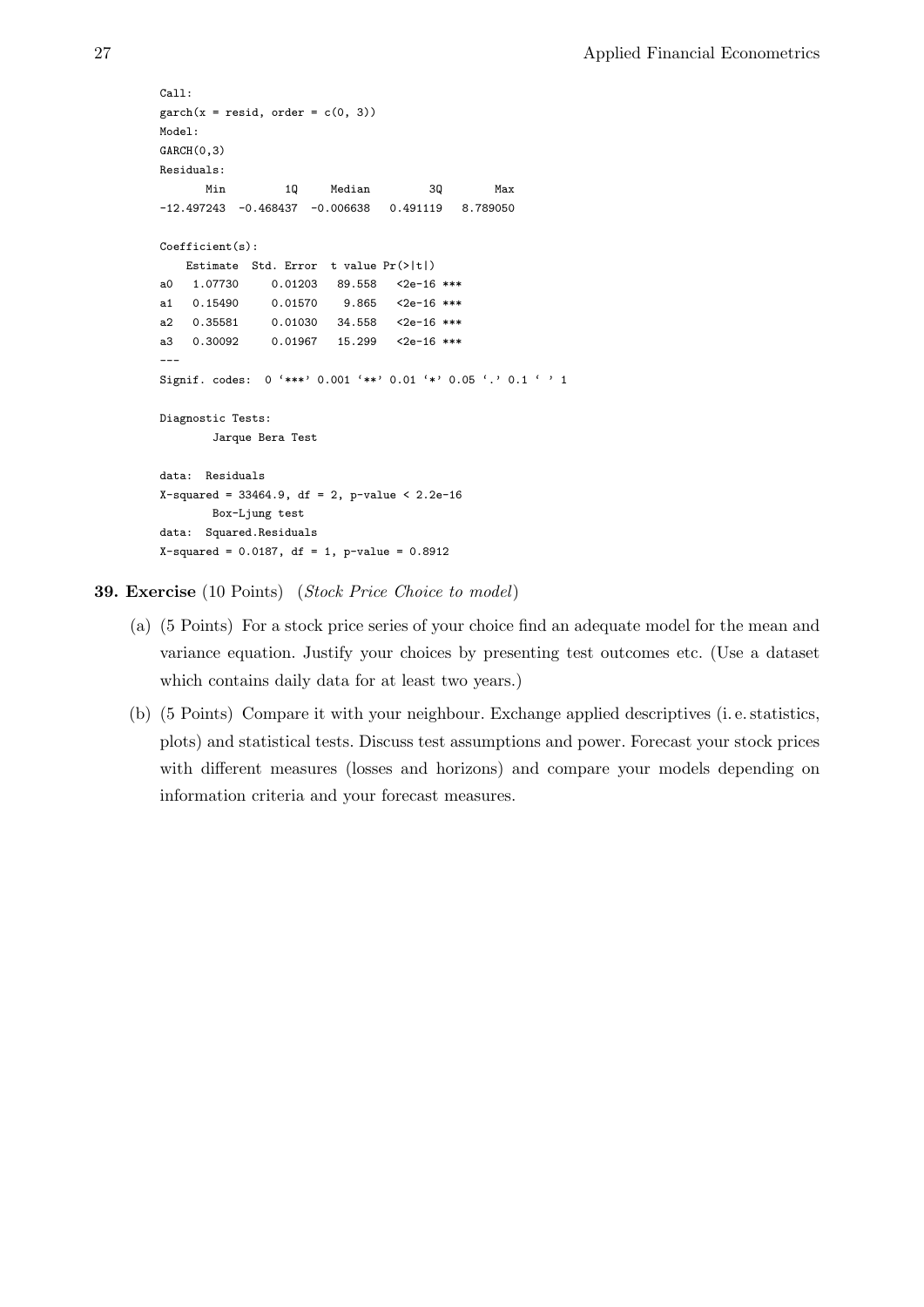```
Call:
garch(x = resid, order = c(0, 3))
Model:
GARCH(0,3)
Residuals:
       Min         1Q     Median         3Q        Max
-12.497243  -0.468437  -0.006638   0.491119   8.789050

Coefficient(s):
    Estimate  Std. Error  t value Pr(>|t|)
a0   1.07730     0.01203   89.558   <2e-16 ***
a1   0.15490     0.01570    9.865   <2e-16 ***
a2   0.35581     0.01030   34.558   <2e-16 ***
a3   0.30092     0.01967   15.299   <2e-16 ***
---
Signif. codes:  0 '***' 0.001 '**' 0.01 '*' 0.05 '.' 0.1 ' ' 1

Diagnostic Tests:
        Jarque Bera Test

data:  Residuals
X-squared = 33464.9, df = 2, p-value < 2.2e-16
        Box-Ljung test
data:  Squared.Residuals
X-squared = 0.0187, df = 1, p-value = 0.8912
```

**39. Exercise** (10 Points) (*Stock Price Choice to model*)

(a) (5 Points) For a stock price series of your choice find an adequate model for the mean and variance equation. Justify your choices by presenting test outcomes etc. (Use a dataset which contains daily data for at least two years.)

(b) (5 Points) Compare it with your neighbour. Exchange applied descriptives (i. e. statistics, plots) and statistical tests. Discuss test assumptions and power. Forecast your stock prices with different measures (losses and horizons) and compare your models depending on information criteria and your forecast measures.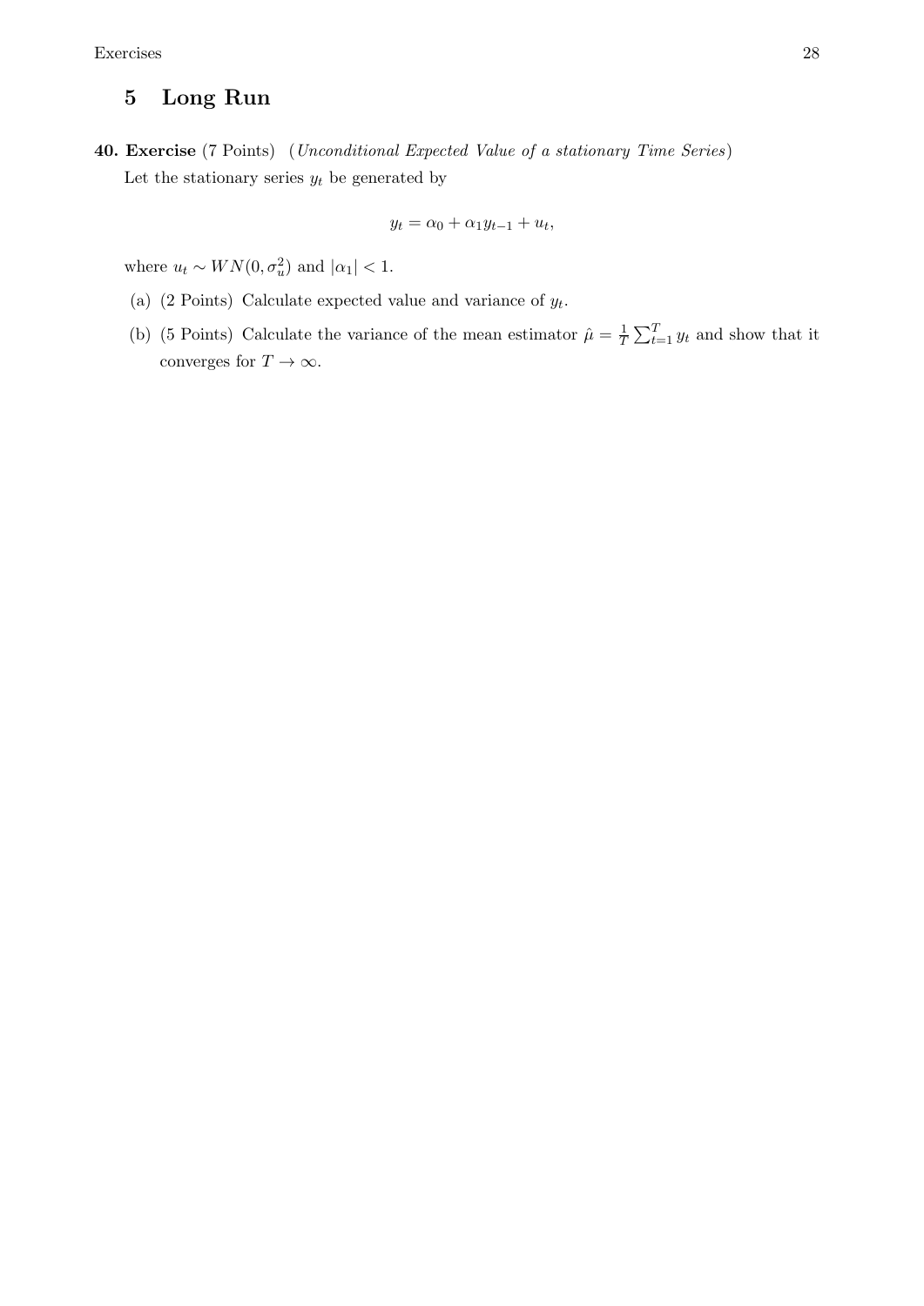# 5 Long Run

**40. Exercise** (7 Points) (*Unconditional Expected Value of a stationary Time Series*)

Let the stationary series $y_t$ be generated by

$$y_t = \alpha_0 + \alpha_1 y_{t-1} + u_t,$$

where $u_t \sim WN(0, \sigma_u^2)$ and $|\alpha_1| < 1$.

(a) (2 Points) Calculate expected value and variance of $y_t$.

(b) (5 Points) Calculate the variance of the mean estimator $\hat{\mu} = \frac{1}{T} \sum_{t=1}^{T} y_t$ and show that it converges for $T \to \infty$.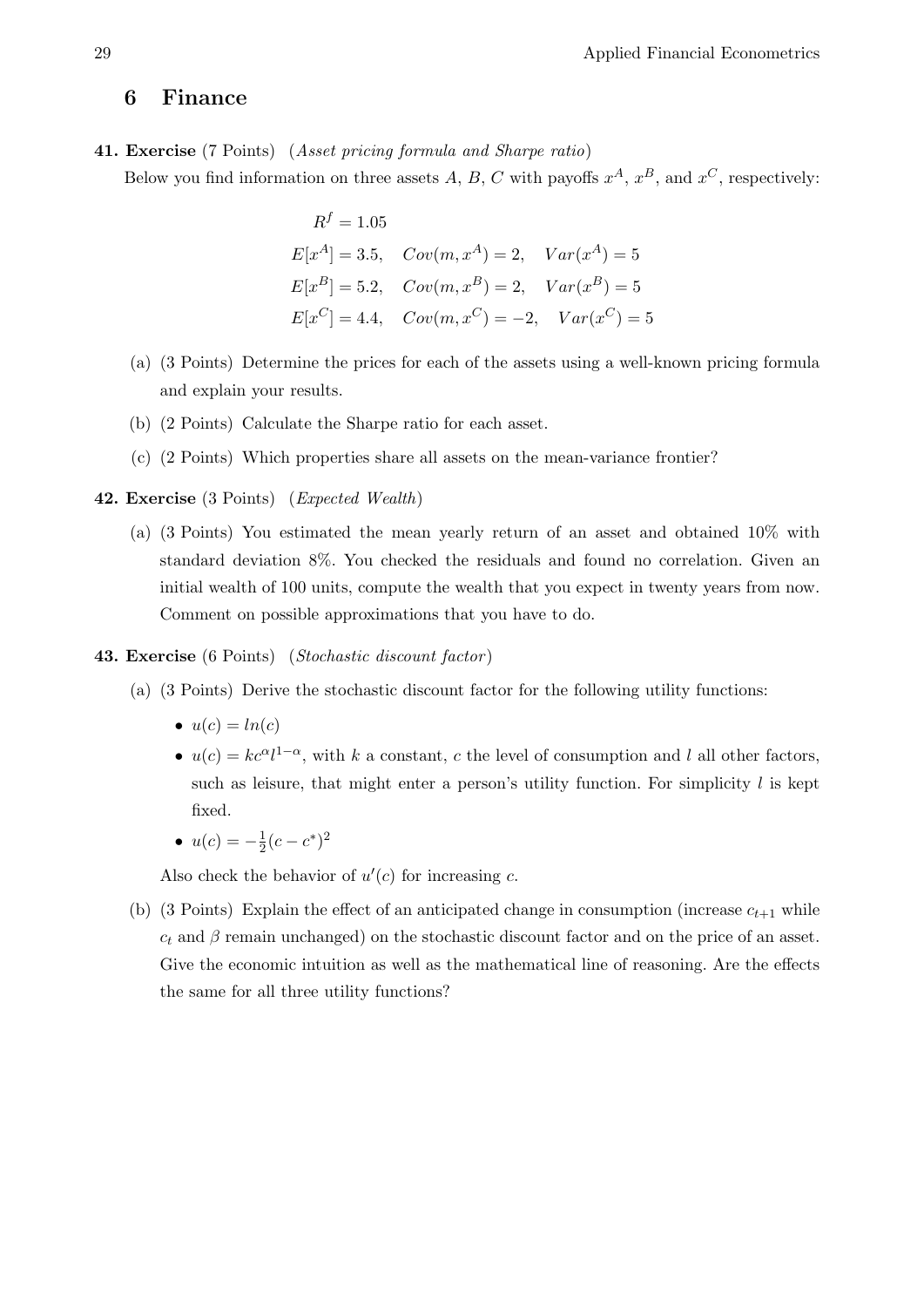## 6 Finance

**41. Exercise** (7 Points) (*Asset pricing formula and Sharpe ratio*)

Below you find information on three assets $A$, $B$, $C$ with payoffs $x^A$, $x^B$, and $x^C$, respectively:

$$
\begin{aligned}
R^f &= 1.05 \\
E[x^A] &= 3.5, \quad Cov(m, x^A) = 2, \quad Var(x^A) = 5 \\
E[x^B] &= 5.2, \quad Cov(m, x^B) = 2, \quad Var(x^B) = 5 \\
E[x^C] &= 4.4, \quad Cov(m, x^C) = -2, \quad Var(x^C) = 5
\end{aligned}
$$

(a) (3 Points) Determine the prices for each of the assets using a well-known pricing formula and explain your results.

(b) (2 Points) Calculate the Sharpe ratio for each asset.

(c) (2 Points) Which properties share all assets on the mean-variance frontier?

**42. Exercise** (3 Points) (*Expected Wealth*)

(a) (3 Points) You estimated the mean yearly return of an asset and obtained 10% with standard deviation 8%. You checked the residuals and found no correlation. Given an initial wealth of 100 units, compute the wealth that you expect in twenty years from now. Comment on possible approximations that you have to do.

**43. Exercise** (6 Points) (*Stochastic discount factor*)

(a) (3 Points) Derive the stochastic discount factor for the following utility functions:

- $u(c) = ln(c)$
- $u(c) = kc^{\alpha}l^{1-\alpha}$, with $k$ a constant, $c$ the level of consumption and $l$ all other factors, such as leisure, that might enter a person's utility function. For simplicity $l$ is kept fixed.
- $u(c) = -\frac{1}{2}(c - c^*)^2$

Also check the behavior of $u'(c)$ for increasing $c$.

(b) (3 Points) Explain the effect of an anticipated change in consumption (increase $c_{t+1}$ while $c_t$ and $\beta$ remain unchanged) on the stochastic discount factor and on the price of an asset. Give the economic intuition as well as the mathematical line of reasoning. Are the effects the same for all three utility functions?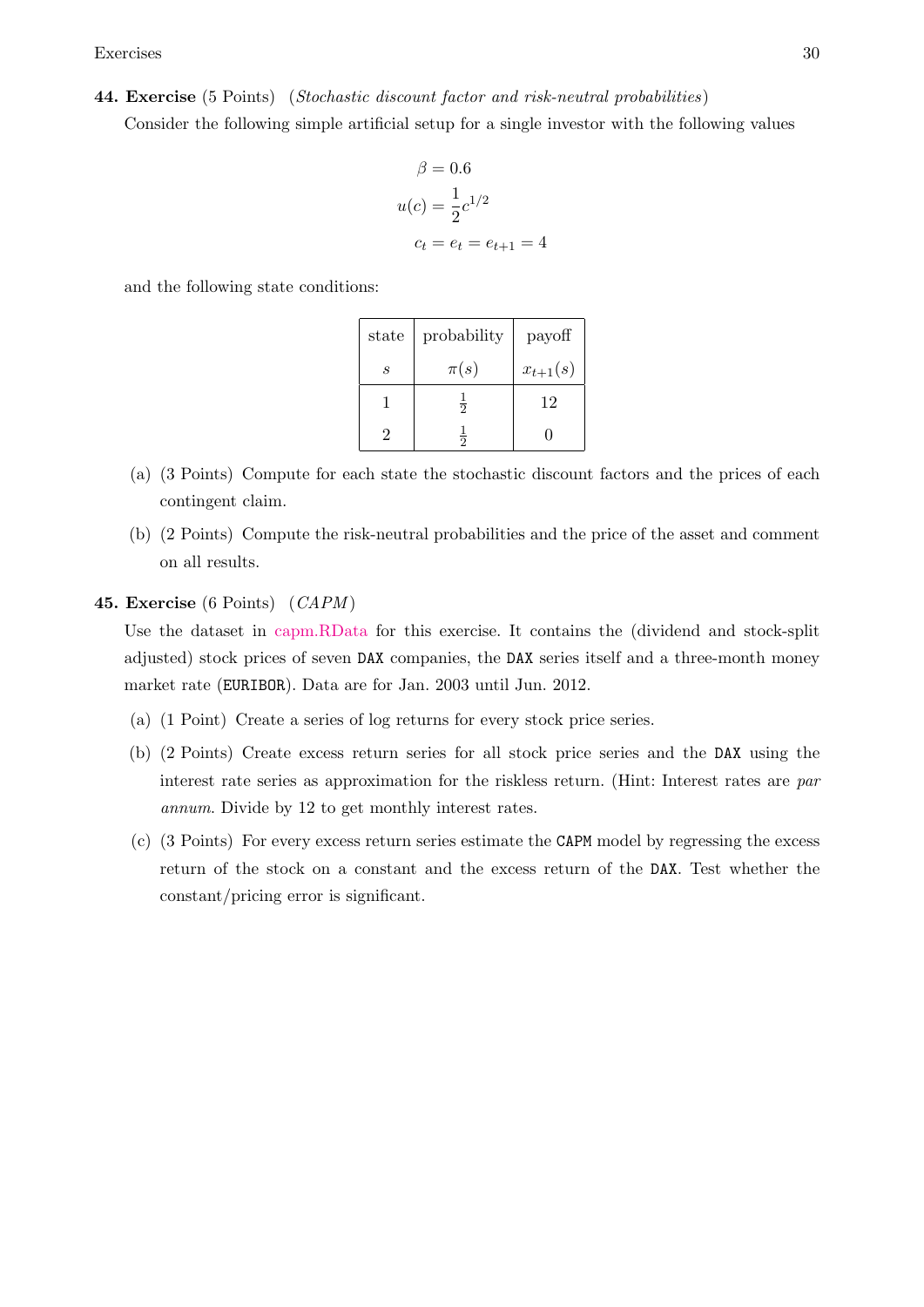**44. Exercise** (5 Points) (*Stochastic discount factor and risk-neutral probabilities*)

Consider the following simple artificial setup for a single investor with the following values

$$\beta = 0.6$$
$$u(c) = \frac{1}{2}c^{1/2}$$
$$c_t = e_t = e_{t+1} = 4$$

and the following state conditions:

| state | probability | payoff |
|---|---|---|
| $s$ | $\pi(s)$ | $x_{t+1}(s)$ |
| 1 | $\frac{1}{2}$ | 12 |
| 2 | $\frac{1}{2}$ | 0 |

(a) (3 Points) Compute for each state the stochastic discount factors and the prices of each contingent claim.

(b) (2 Points) Compute the risk-neutral probabilities and the price of the asset and comment on all results.

**45. Exercise** (6 Points) (*CAPM*)

Use the dataset in capm.RData for this exercise. It contains the (dividend and stock-split adjusted) stock prices of seven `DAX` companies, the `DAX` series itself and a three-month money market rate (`EURIBOR`). Data are for Jan. 2003 until Jun. 2012.

(a) (1 Point) Create a series of log returns for every stock price series.

(b) (2 Points) Create excess return series for all stock price series and the `DAX` using the interest rate series as approximation for the riskless return. (Hint: Interest rates are *par annum*. Divide by 12 to get monthly interest rates.

(c) (3 Points) For every excess return series estimate the `CAPM` model by regressing the excess return of the stock on a constant and the excess return of the `DAX`. Test whether the constant/pricing error is significant.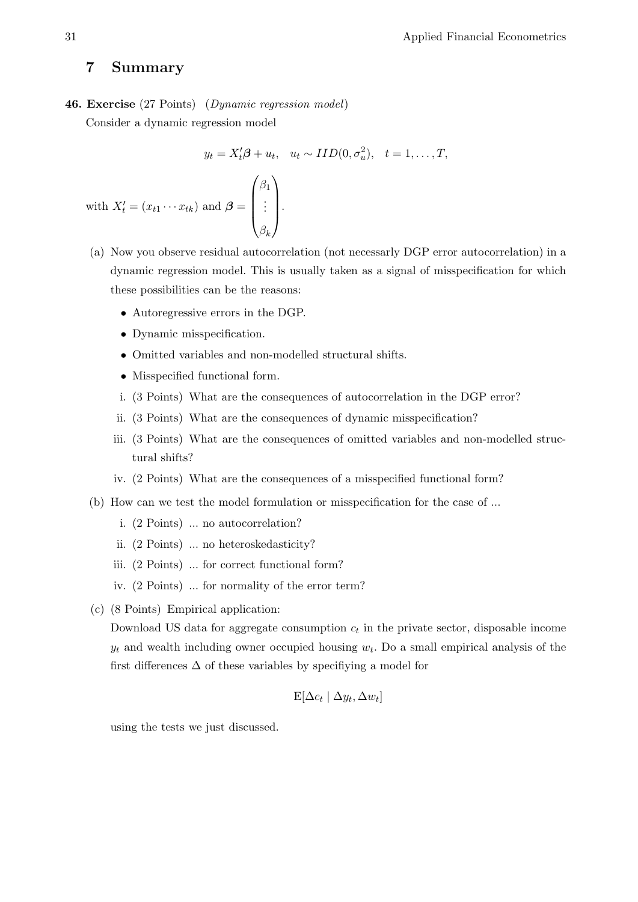## 7 Summary

**46. Exercise** (27 Points) (*Dynamic regression model*)

Consider a dynamic regression model

$$y_t = X_t'\boldsymbol{\beta} + u_t, \quad u_t \sim IID(0, \sigma_u^2), \quad t = 1, \ldots, T,$$

with $X_t' = (x_{t1} \cdots x_{tk})$ and $\boldsymbol{\beta} = \begin{pmatrix} \beta_1 \\ \vdots \\ \beta_k \end{pmatrix}$.

(a) Now you observe residual autocorrelation (not necessarly DGP error autocorrelation) in a dynamic regression model. This is usually taken as a signal of misspecification for which these possibilities can be the reasons:

- Autoregressive errors in the DGP.
- Dynamic misspecification.
- Omitted variables and non-modelled structural shifts.
- Misspecified functional form.

i. (3 Points) What are the consequences of autocorrelation in the DGP error?

ii. (3 Points) What are the consequences of dynamic misspecification?

iii. (3 Points) What are the consequences of omitted variables and non-modelled structural shifts?

iv. (2 Points) What are the consequences of a misspecified functional form?

(b) How can we test the model formulation or misspecification for the case of ...

i. (2 Points) ... no autocorrelation?

ii. (2 Points) ... no heteroskedasticity?

iii. (2 Points) ... for correct functional form?

iv. (2 Points) ... for normality of the error term?

(c) (8 Points) Empirical application:

Download US data for aggregate consumption $c_t$ in the private sector, disposable income $y_t$ and wealth including owner occupied housing $w_t$. Do a small empirical analysis of the first differences $\Delta$ of these variables by specifiying a model for

$$\mathrm{E}[\Delta c_t \mid \Delta y_t, \Delta w_t]$$

using the tests we just discussed.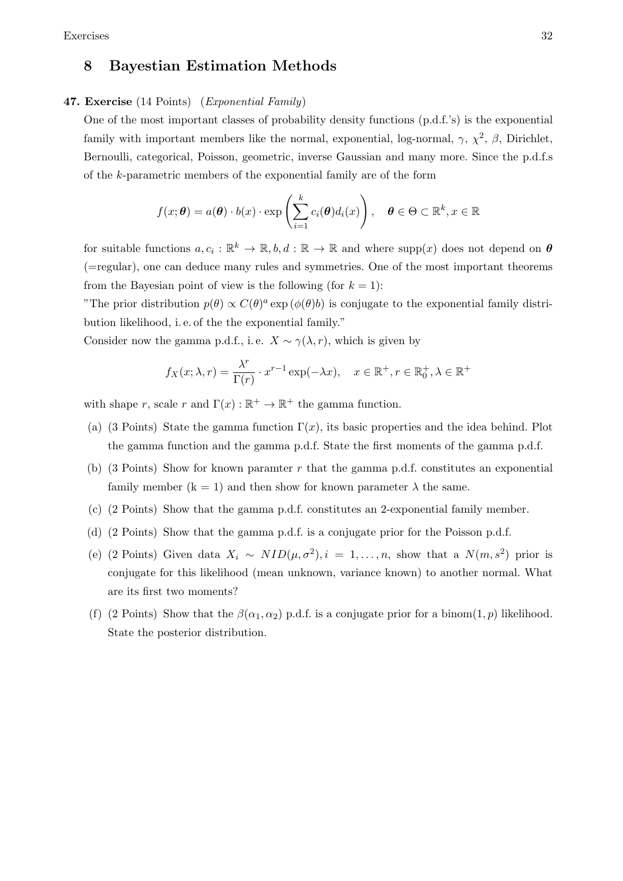## 8 Bayestian Estimation Methods

**47. Exercise** (14 Points) (*Exponential Family*)

One of the most important classes of probability density functions (p.d.f.'s) is the exponential family with important members like the normal, exponential, log-normal, $\gamma$, $\chi^2$, $\beta$, Dirichlet, Bernoulli, categorical, Poisson, geometric, inverse Gaussian and many more. Since the p.d.f.s of the $k$-parametric members of the exponential family are of the form

$$f(x;\boldsymbol{\theta}) = a(\boldsymbol{\theta}) \cdot b(x) \cdot \exp\left(\sum_{i=1}^{k} c_i(\boldsymbol{\theta}) d_i(x)\right), \quad \boldsymbol{\theta} \in \Theta \subset \mathbb{R}^k, x \in \mathbb{R}$$

for suitable functions $a, c_i : \mathbb{R}^k \to \mathbb{R}, b, d : \mathbb{R} \to \mathbb{R}$ and where supp$(x)$ does not depend on $\boldsymbol{\theta}$ (=regular), one can deduce many rules and symmetries. One of the most important theorems from the Bayesian point of view is the following (for $k = 1$):

"The prior distribution $p(\theta) \propto C(\theta)^a \exp(\phi(\theta)b)$ is conjugate to the exponential family distribution likelihood, i. e. of the the exponential family."

Consider now the gamma p.d.f., i. e. $X \sim \gamma(\lambda, r)$, which is given by

$$f_X(x;\lambda, r) = \frac{\lambda^r}{\Gamma(r)} \cdot x^{r-1} \exp(-\lambda x), \quad x \in \mathbb{R}^+, r \in \mathbb{R}_0^+, \lambda \in \mathbb{R}^+$$

with shape $r$, scale $r$ and $\Gamma(x) : \mathbb{R}^+ \to \mathbb{R}^+$ the gamma function.

(a) (3 Points) State the gamma function $\Gamma(x)$, its basic properties and the idea behind. Plot the gamma function and the gamma p.d.f. State the first moments of the gamma p.d.f.

(b) (3 Points) Show for known paramter $r$ that the gamma p.d.f. constitutes an exponential family member (k = 1) and then show for known parameter $\lambda$ the same.

(c) (2 Points) Show that the gamma p.d.f. constitutes an 2-exponential family member.

(d) (2 Points) Show that the gamma p.d.f. is a conjugate prior for the Poisson p.d.f.

(e) (2 Points) Given data $X_i \sim NID(\mu, \sigma^2), i = 1, \ldots, n$, show that a $N(m, s^2)$ prior is conjugate for this likelihood (mean unknown, variance known) to another normal. What are its first two moments?

(f) (2 Points) Show that the $\beta(\alpha_1, \alpha_2)$ p.d.f. is a conjugate prior for a binom$(1, p)$ likelihood. State the posterior distribution.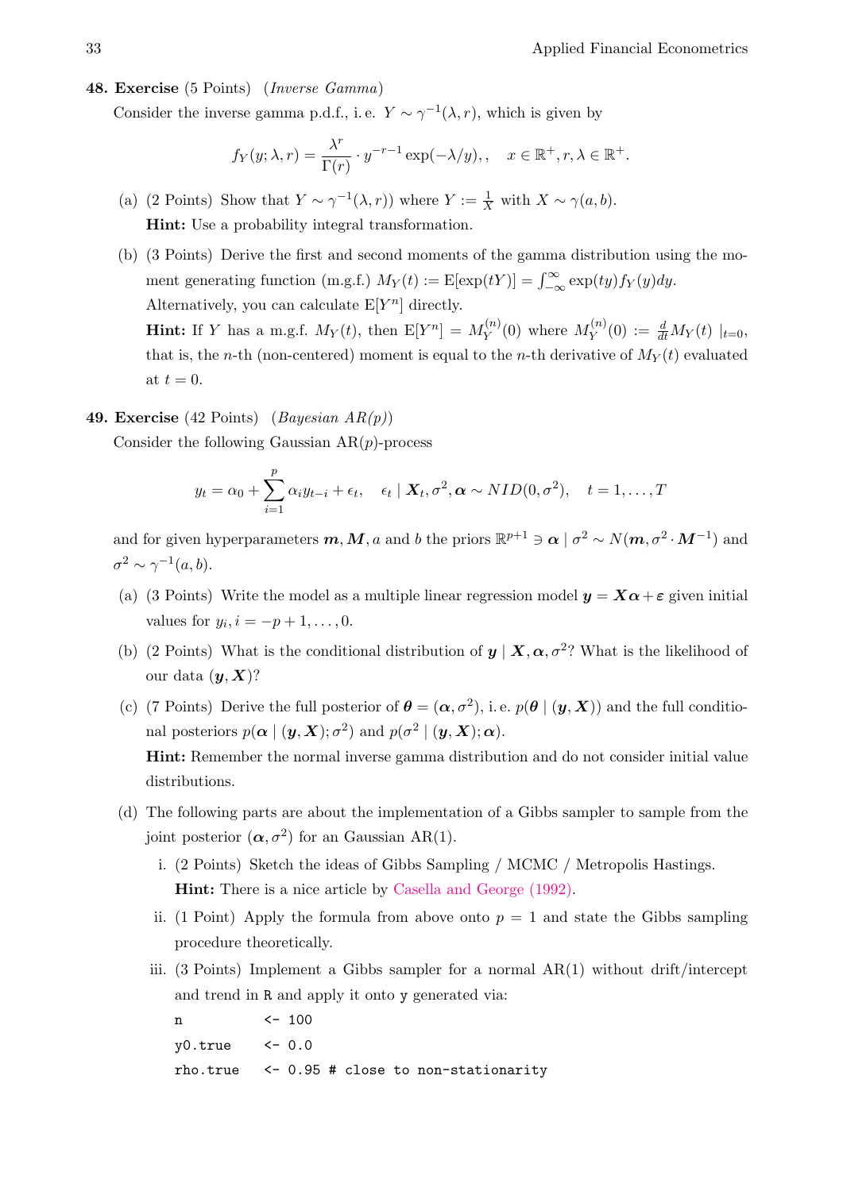**48. Exercise** (5 Points) (*Inverse Gamma*)

Consider the inverse gamma p.d.f., i. e. $Y \sim \gamma^{-1}(\lambda, r)$, which is given by

$$f_Y(y; \lambda, r) = \frac{\lambda^r}{\Gamma(r)} \cdot y^{-r-1} \exp(-\lambda/y), , \quad x \in \mathbb{R}^+, r, \lambda \in \mathbb{R}^+.$$

(a) (2 Points) Show that $Y \sim \gamma^{-1}(\lambda, r))$ where $Y := \frac{1}{X}$ with $X \sim \gamma(a, b)$.
**Hint:** Use a probability integral transformation.

(b) (3 Points) Derive the first and second moments of the gamma distribution using the moment generating function (m.g.f.) $M_Y(t) := \mathrm{E}[\exp(tY)] = \int_{-\infty}^{\infty} \exp(ty) f_Y(y) dy$.
Alternatively, you can calculate $\mathrm{E}[Y^n]$ directly.
**Hint:** If $Y$ has a m.g.f. $M_Y(t)$, then $\mathrm{E}[Y^n] = M_Y^{(n)}(0)$ where $M_Y^{(n)}(0) := \frac{d}{dt} M_Y(t) \mid_{t=0}$, that is, the $n$-th (non-centered) moment is equal to the $n$-th derivative of $M_Y(t)$ evaluated at $t = 0$.

**49. Exercise** (42 Points) (*Bayesian AR(p)*)

Consider the following Gaussian AR($p$)-process

$$y_t = \alpha_0 + \sum_{i=1}^{p} \alpha_i y_{t-i} + \epsilon_t, \quad \epsilon_t \mid \boldsymbol{X}_t, \sigma^2, \boldsymbol{\alpha} \sim NID(0, \sigma^2), \quad t = 1, \ldots, T$$

and for given hyperparameters $\boldsymbol{m}, \boldsymbol{M}, a$ and $b$ the priors $\mathbb{R}^{p+1} \ni \boldsymbol{\alpha} \mid \sigma^2 \sim N(\boldsymbol{m}, \sigma^2 \cdot \boldsymbol{M}^{-1})$ and $\sigma^2 \sim \gamma^{-1}(a, b)$.

(a) (3 Points) Write the model as a multiple linear regression model $\boldsymbol{y} = \boldsymbol{X}\boldsymbol{\alpha} + \boldsymbol{\varepsilon}$ given initial values for $y_i, i = -p+1, \ldots, 0$.

(b) (2 Points) What is the conditional distribution of $\boldsymbol{y} \mid \boldsymbol{X}, \boldsymbol{\alpha}, \sigma^2$? What is the likelihood of our data $(\boldsymbol{y}, \boldsymbol{X})$?

(c) (7 Points) Derive the full posterior of $\boldsymbol{\theta} = (\boldsymbol{\alpha}, \sigma^2)$, i. e. $p(\boldsymbol{\theta} \mid (\boldsymbol{y}, \boldsymbol{X}))$ and the full conditional posteriors $p(\boldsymbol{\alpha} \mid (\boldsymbol{y}, \boldsymbol{X}); \sigma^2)$ and $p(\sigma^2 \mid (\boldsymbol{y}, \boldsymbol{X}); \boldsymbol{\alpha})$.
**Hint:** Remember the normal inverse gamma distribution and do not consider initial value distributions.

(d) The following parts are about the implementation of a Gibbs sampler to sample from the joint posterior $(\boldsymbol{\alpha}, \sigma^2)$ for an Gaussian AR(1).

i. (2 Points) Sketch the ideas of Gibbs Sampling / MCMC / Metropolis Hastings.
**Hint:** There is a nice article by Casella and George (1992).

ii. (1 Point) Apply the formula from above onto $p = 1$ and state the Gibbs sampling procedure theoretically.

iii. (3 Points) Implement a Gibbs sampler for a normal AR(1) without drift/intercept and trend in R and apply it onto y generated via:

```
n          <- 100
y0.true    <- 0.0
rho.true   <- 0.95 # close to non-stationarity
```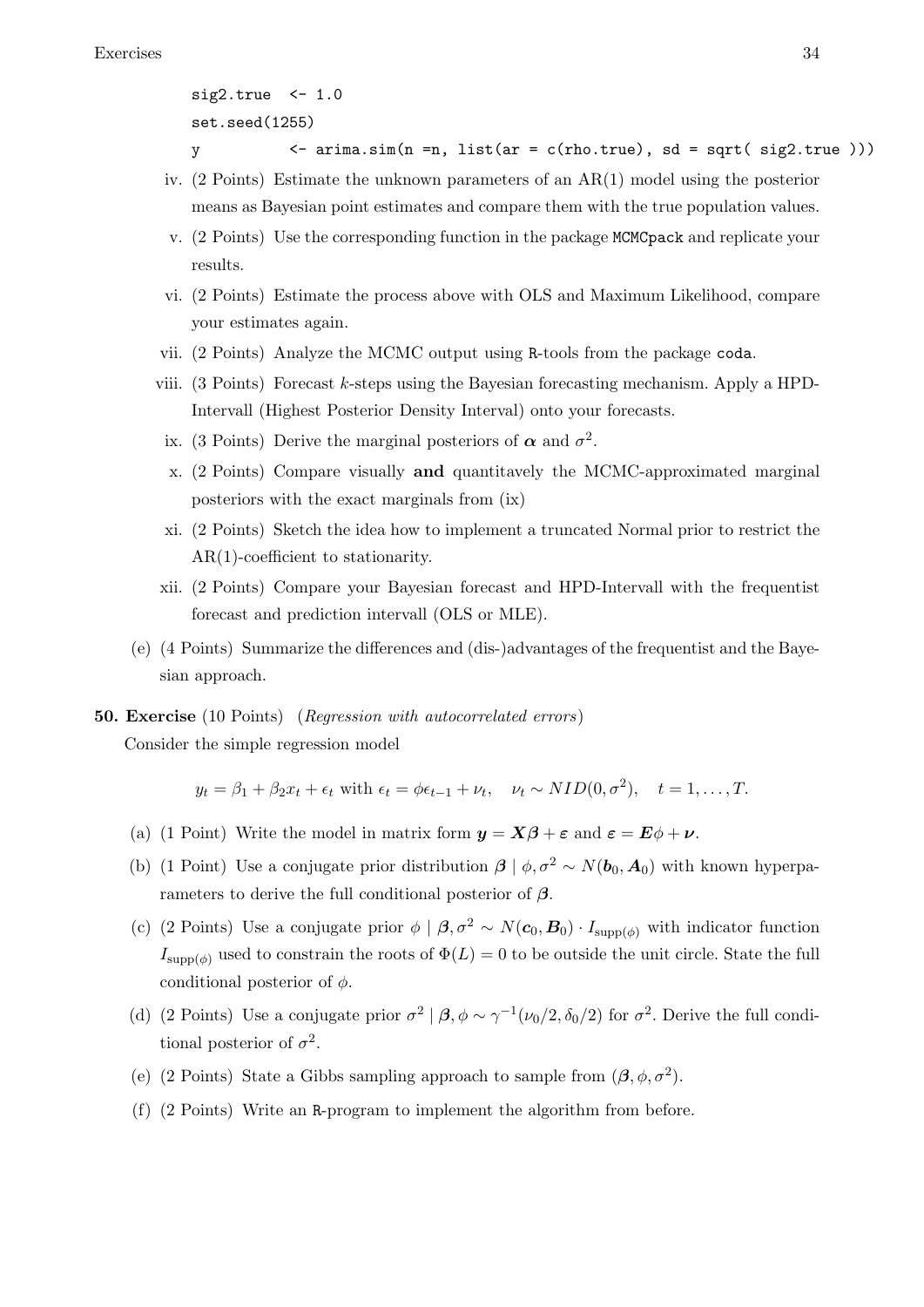```
sig2.true  <- 1.0
set.seed(1255)
y          <- arima.sim(n =n, list(ar = c(rho.true), sd = sqrt( sig2.true )))
```

iv. (2 Points) Estimate the unknown parameters of an AR(1) model using the posterior means as Bayesian point estimates and compare them with the true population values.

v. (2 Points) Use the corresponding function in the package `MCMCpack` and replicate your results.

vi. (2 Points) Estimate the process above with OLS and Maximum Likelihood, compare your estimates again.

vii. (2 Points) Analyze the MCMC output using R-tools from the package `coda`.

viii. (3 Points) Forecast $k$-steps using the Bayesian forecasting mechanism. Apply a HPD-Intervall (Highest Posterior Density Interval) onto your forecasts.

ix. (3 Points) Derive the marginal posteriors of $\boldsymbol{\alpha}$ and $\sigma^2$.

x. (2 Points) Compare visually **and** quantitavely the MCMC-approximated marginal posteriors with the exact marginals from (ix)

xi. (2 Points) Sketch the idea how to implement a truncated Normal prior to restrict the AR(1)-coefficient to stationarity.

xii. (2 Points) Compare your Bayesian forecast and HPD-Intervall with the frequentist forecast and prediction intervall (OLS or MLE).

(e) (4 Points) Summarize the differences and (dis-)advantages of the frequentist and the Bayesian approach.

**50. Exercise** (10 Points) (*Regression with autocorrelated errors*)

Consider the simple regression model

$$y_t = \beta_1 + \beta_2 x_t + \epsilon_t \text{ with } \epsilon_t = \phi\epsilon_{t-1} + \nu_t, \quad \nu_t \sim NID(0, \sigma^2), \quad t = 1, \dots, T.$$

(a) (1 Point) Write the model in matrix form $\boldsymbol{y} = \boldsymbol{X}\boldsymbol{\beta} + \boldsymbol{\varepsilon}$ and $\boldsymbol{\varepsilon} = \boldsymbol{E}\phi + \boldsymbol{\nu}$.

(b) (1 Point) Use a conjugate prior distribution $\boldsymbol{\beta} \mid \phi, \sigma^2 \sim N(\boldsymbol{b}_0, \boldsymbol{A}_0)$ with known hyperparameters to derive the full conditional posterior of $\boldsymbol{\beta}$.

(c) (2 Points) Use a conjugate prior $\phi \mid \boldsymbol{\beta}, \sigma^2 \sim N(\boldsymbol{c}_0, \boldsymbol{B}_0) \cdot I_{\text{supp}(\phi)}$ with indicator function $I_{\text{supp}(\phi)}$ used to constrain the roots of $\Phi(L) = 0$ to be outside the unit circle. State the full conditional posterior of $\phi$.

(d) (2 Points) Use a conjugate prior $\sigma^2 \mid \boldsymbol{\beta}, \phi \sim \gamma^{-1}(\nu_0/2, \delta_0/2)$ for $\sigma^2$. Derive the full conditional posterior of $\sigma^2$.

(e) (2 Points) State a Gibbs sampling approach to sample from $(\boldsymbol{\beta}, \phi, \sigma^2)$.

(f) (2 Points) Write an R-program to implement the algorithm from before.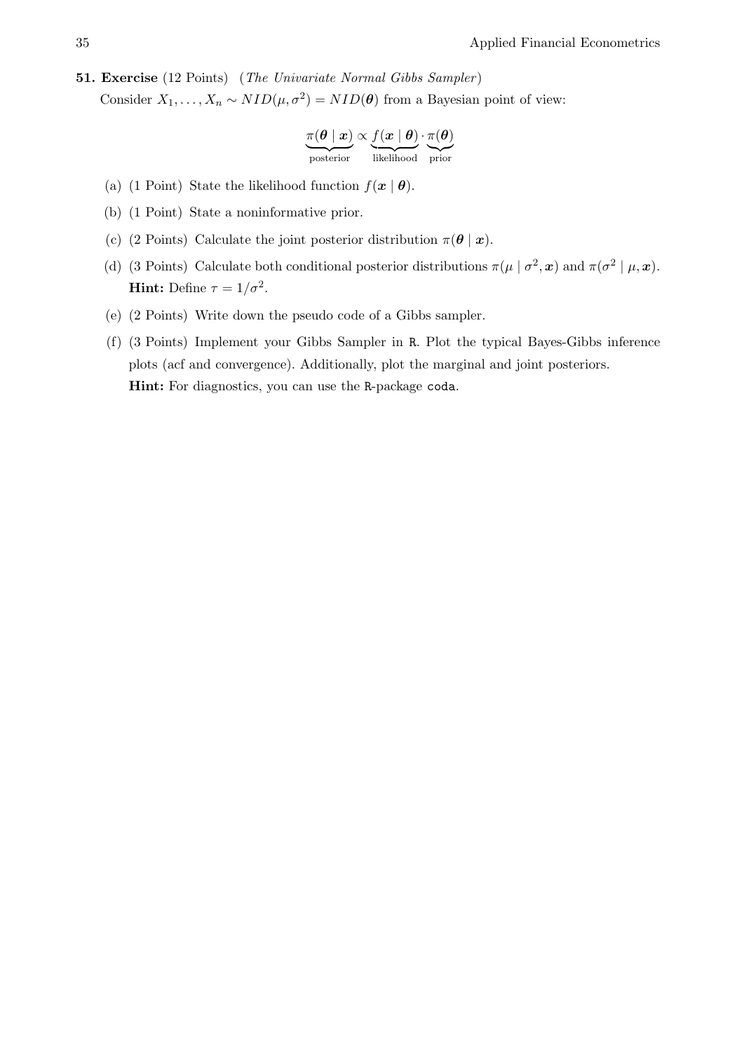**51. Exercise** (12 Points) (*The Univariate Normal Gibbs Sampler*)

Consider $X_1, \ldots, X_n \sim NID(\mu, \sigma^2) = NID(\boldsymbol{\theta})$ from a Bayesian point of view:

$$\underbrace{\pi(\boldsymbol{\theta} \mid \boldsymbol{x})}_{\text{posterior}} \propto \underbrace{f(\boldsymbol{x} \mid \boldsymbol{\theta})}_{\text{likelihood}} \cdot \underbrace{\pi(\boldsymbol{\theta})}_{\text{prior}}$$

(a) (1 Point) State the likelihood function $f(\boldsymbol{x} \mid \boldsymbol{\theta})$.

(b) (1 Point) State a noninformative prior.

(c) (2 Points) Calculate the joint posterior distribution $\pi(\boldsymbol{\theta} \mid \boldsymbol{x})$.

(d) (3 Points) Calculate both conditional posterior distributions $\pi(\mu \mid \sigma^2, \boldsymbol{x})$ and $\pi(\sigma^2 \mid \mu, \boldsymbol{x})$.
**Hint:** Define $\tau = 1/\sigma^2$.

(e) (2 Points) Write down the pseudo code of a Gibbs sampler.

(f) (3 Points) Implement your Gibbs Sampler in R. Plot the typical Bayes-Gibbs inference plots (acf and convergence). Additionally, plot the marginal and joint posteriors.
**Hint:** For diagnostics, you can use the R-package `coda`.